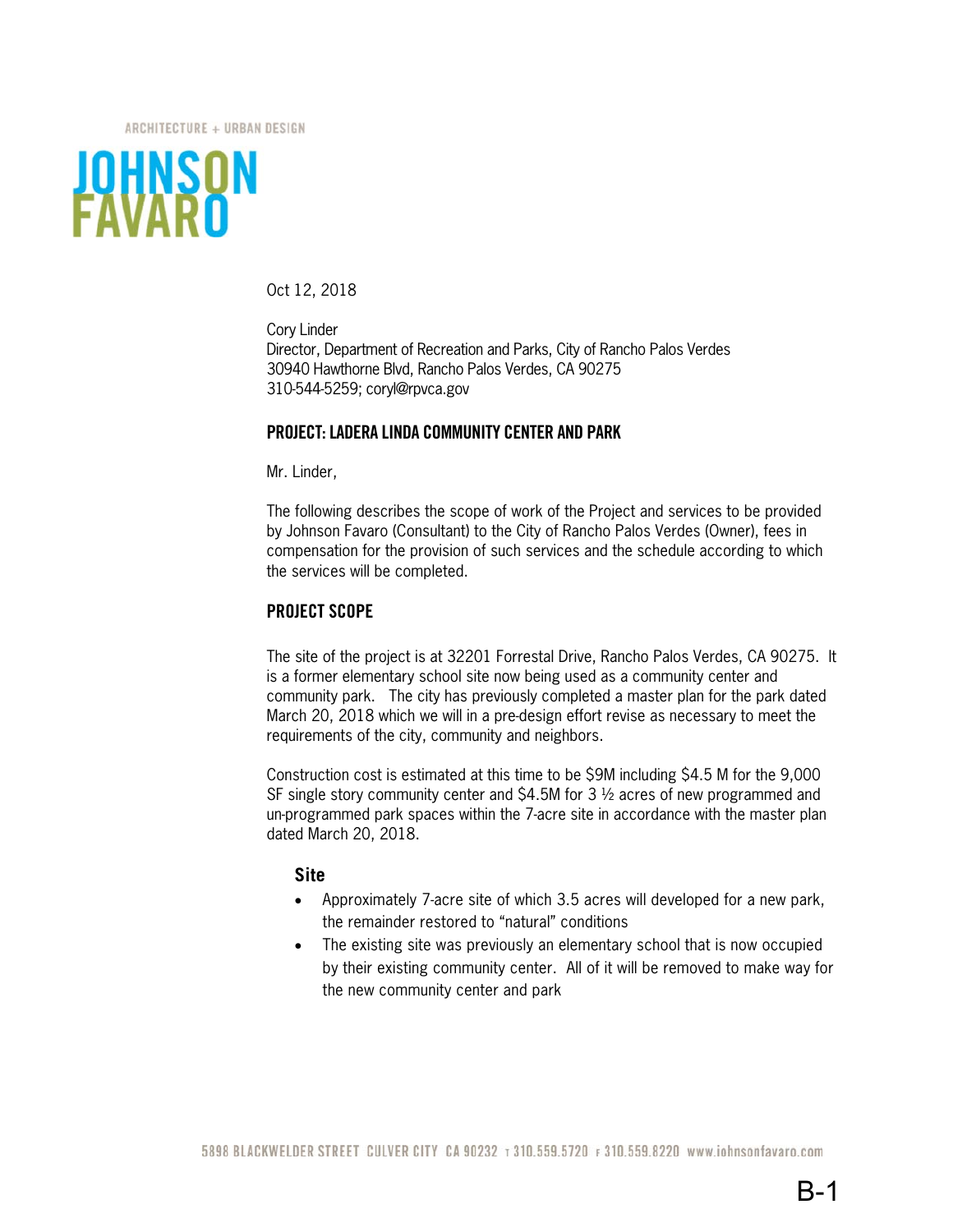ARCHITECTURE + URBAN DESIGN

# JOHNSON FAVARO

Oct 12, 2018

Cory Linder
Director, Department of Recreation and Parks, City of Rancho Palos Verdes
30940 Hawthorne Blvd, Rancho Palos Verdes, CA 90275
310-544-5259; coryl@rpvca.gov

**PROJECT: LADERA LINDA COMMUNITY CENTER AND PARK**

Mr. Linder,

The following describes the scope of work of the Project and services to be provided by Johnson Favaro (Consultant) to the City of Rancho Palos Verdes (Owner), fees in compensation for the provision of such services and the schedule according to which the services will be completed.

## PROJECT SCOPE

The site of the project is at 32201 Forrestal Drive, Rancho Palos Verdes, CA 90275. It is a former elementary school site now being used as a community center and community park. The city has previously completed a master plan for the park dated March 20, 2018 which we will in a pre-design effort revise as necessary to meet the requirements of the city, community and neighbors.

Construction cost is estimated at this time to be $9M including $4.5 M for the 9,000 SF single story community center and $4.5M for 3 ½ acres of new programmed and un-programmed park spaces within the 7-acre site in accordance with the master plan dated March 20, 2018.

### Site

- Approximately 7-acre site of which 3.5 acres will developed for a new park, the remainder restored to "natural" conditions
- The existing site was previously an elementary school that is now occupied by their existing community center. All of it will be removed to make way for the new community center and park

5898 BLACKWELDER STREET CULVER CITY CA 90232 T 310.559.5720 F 310.559.8220 www.johnsonfavaro.com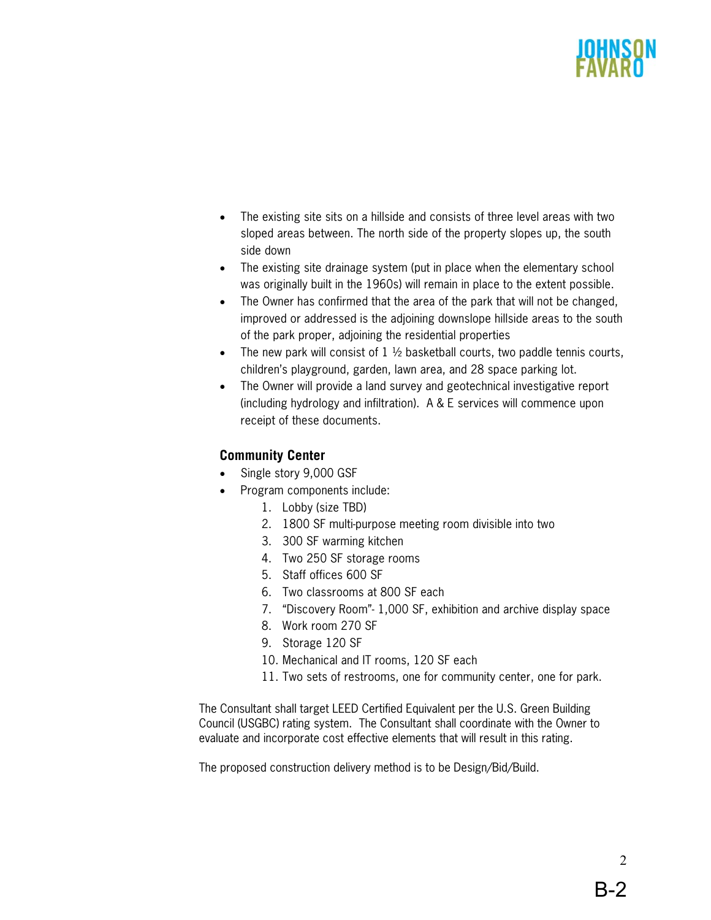- The existing site sits on a hillside and consists of three level areas with two sloped areas between. The north side of the property slopes up, the south side down
- The existing site drainage system (put in place when the elementary school was originally built in the 1960s) will remain in place to the extent possible.
- The Owner has confirmed that the area of the park that will not be changed, improved or addressed is the adjoining downslope hillside areas to the south of the park proper, adjoining the residential properties
- The new park will consist of 1 ½ basketball courts, two paddle tennis courts, children's playground, garden, lawn area, and 28 space parking lot.
- The Owner will provide a land survey and geotechnical investigative report (including hydrology and infiltration). A & E services will commence upon receipt of these documents.

### Community Center

- Single story 9,000 GSF
- Program components include:
  1. Lobby (size TBD)
  2. 1800 SF multi-purpose meeting room divisible into two
  3. 300 SF warming kitchen
  4. Two 250 SF storage rooms
  5. Staff offices 600 SF
  6. Two classrooms at 800 SF each
  7. "Discovery Room"- 1,000 SF, exhibition and archive display space
  8. Work room 270 SF
  9. Storage 120 SF
  10. Mechanical and IT rooms, 120 SF each
  11. Two sets of restrooms, one for community center, one for park.

The Consultant shall target LEED Certified Equivalent per the U.S. Green Building Council (USGBC) rating system. The Consultant shall coordinate with the Owner to evaluate and incorporate cost effective elements that will result in this rating.

The proposed construction delivery method is to be Design/Bid/Build.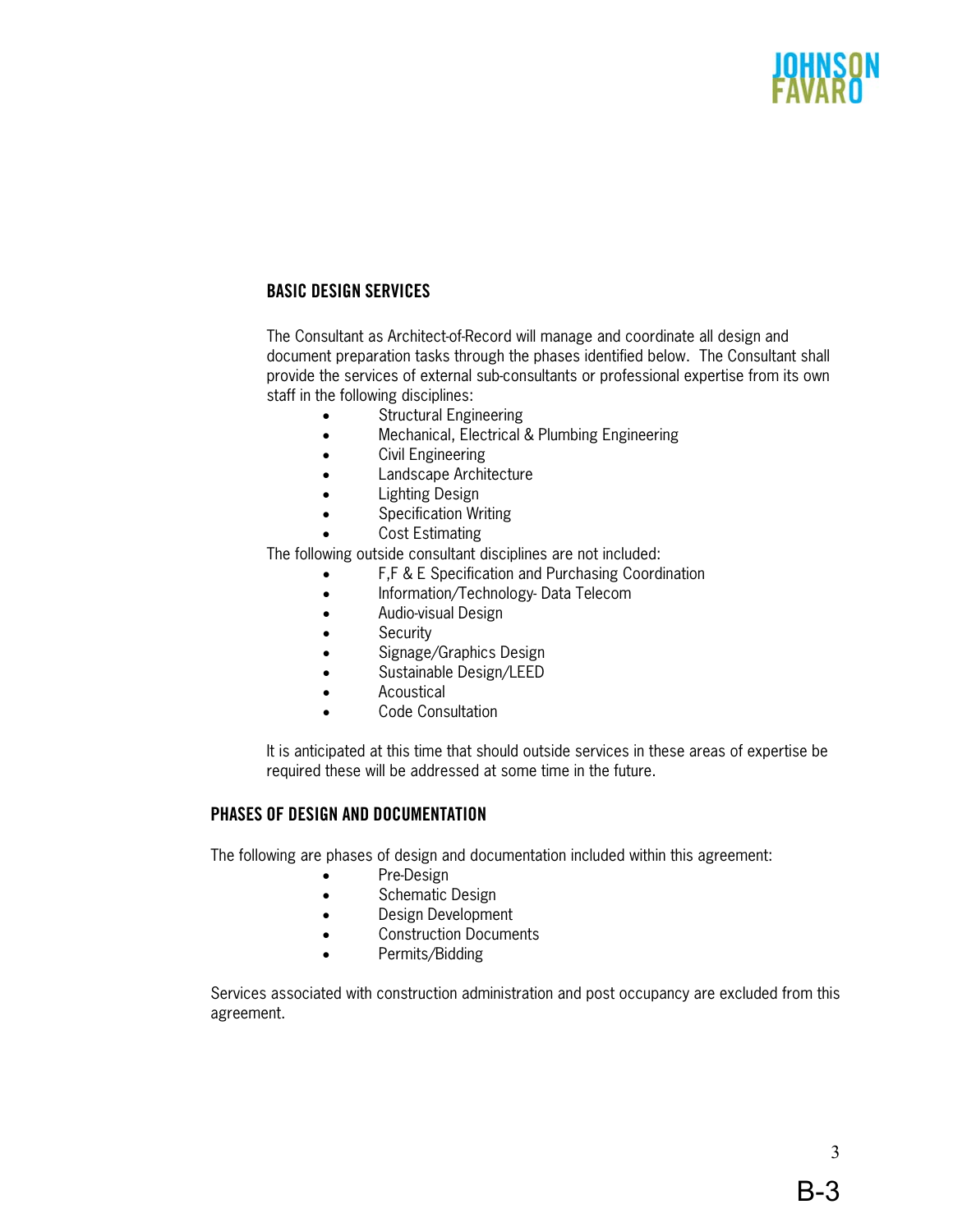## BASIC DESIGN SERVICES

The Consultant as Architect-of-Record will manage and coordinate all design and document preparation tasks through the phases identified below. The Consultant shall provide the services of external sub-consultants or professional expertise from its own staff in the following disciplines:

- Structural Engineering
- Mechanical, Electrical & Plumbing Engineering
- Civil Engineering
- Landscape Architecture
- Lighting Design
- Specification Writing
- Cost Estimating

The following outside consultant disciplines are not included:

- F,F & E Specification and Purchasing Coordination
- Information/Technology- Data Telecom
- Audio-visual Design
- Security
- Signage/Graphics Design
- Sustainable Design/LEED
- Acoustical
- Code Consultation

It is anticipated at this time that should outside services in these areas of expertise be required these will be addressed at some time in the future.

## PHASES OF DESIGN AND DOCUMENTATION

The following are phases of design and documentation included within this agreement:

- Pre-Design
- Schematic Design
- Design Development
- Construction Documents
- Permits/Bidding

Services associated with construction administration and post occupancy are excluded from this agreement.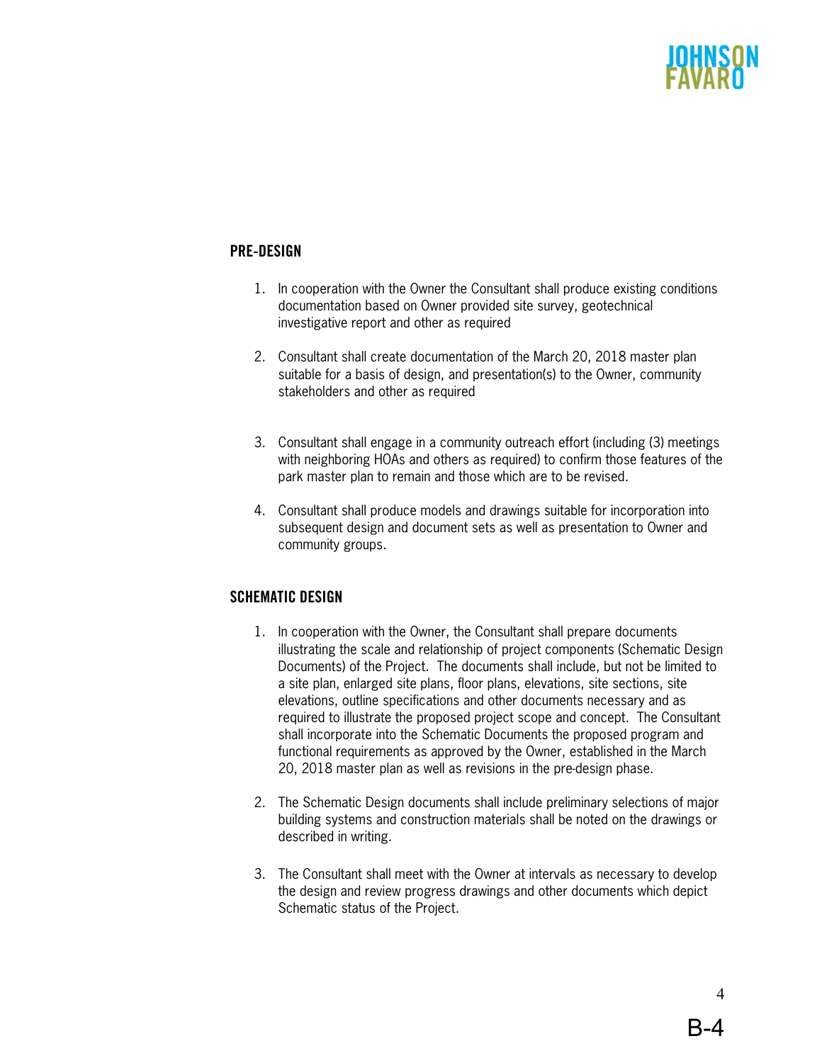## PRE-DESIGN

1. In cooperation with the Owner the Consultant shall produce existing conditions documentation based on Owner provided site survey, geotechnical investigative report and other as required

2. Consultant shall create documentation of the March 20, 2018 master plan suitable for a basis of design, and presentation(s) to the Owner, community stakeholders and other as required

3. Consultant shall engage in a community outreach effort (including (3) meetings with neighboring HOAs and others as required) to confirm those features of the park master plan to remain and those which are to be revised.

4. Consultant shall produce models and drawings suitable for incorporation into subsequent design and document sets as well as presentation to Owner and community groups.

## SCHEMATIC DESIGN

1. In cooperation with the Owner, the Consultant shall prepare documents illustrating the scale and relationship of project components (Schematic Design Documents) of the Project. The documents shall include, but not be limited to a site plan, enlarged site plans, floor plans, elevations, site sections, site elevations, outline specifications and other documents necessary and as required to illustrate the proposed project scope and concept. The Consultant shall incorporate into the Schematic Documents the proposed program and functional requirements as approved by the Owner, established in the March 20, 2018 master plan as well as revisions in the pre-design phase.

2. The Schematic Design documents shall include preliminary selections of major building systems and construction materials shall be noted on the drawings or described in writing.

3. The Consultant shall meet with the Owner at intervals as necessary to develop the design and review progress drawings and other documents which depict Schematic status of the Project.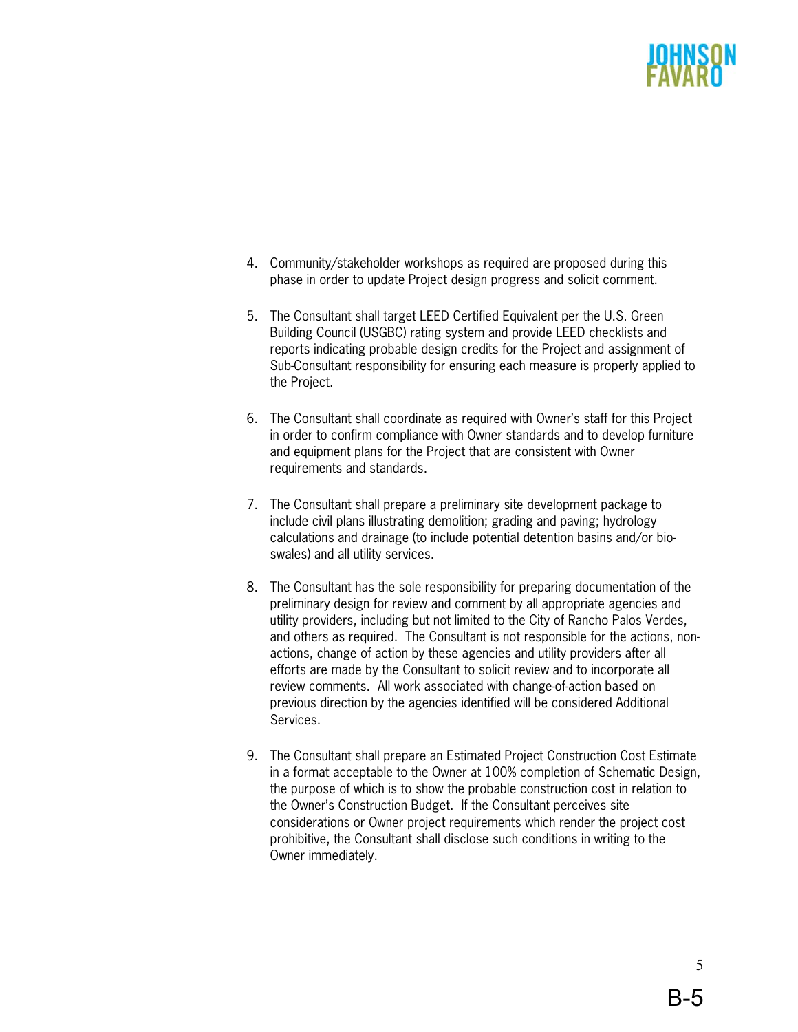4. Community/stakeholder workshops as required are proposed during this phase in order to update Project design progress and solicit comment.

5. The Consultant shall target LEED Certified Equivalent per the U.S. Green Building Council (USGBC) rating system and provide LEED checklists and reports indicating probable design credits for the Project and assignment of Sub-Consultant responsibility for ensuring each measure is properly applied to the Project.

6. The Consultant shall coordinate as required with Owner's staff for this Project in order to confirm compliance with Owner standards and to develop furniture and equipment plans for the Project that are consistent with Owner requirements and standards.

7. The Consultant shall prepare a preliminary site development package to include civil plans illustrating demolition; grading and paving; hydrology calculations and drainage (to include potential detention basins and/or bio-swales) and all utility services.

8. The Consultant has the sole responsibility for preparing documentation of the preliminary design for review and comment by all appropriate agencies and utility providers, including but not limited to the City of Rancho Palos Verdes, and others as required. The Consultant is not responsible for the actions, non-actions, change of action by these agencies and utility providers after all efforts are made by the Consultant to solicit review and to incorporate all review comments. All work associated with change-of-action based on previous direction by the agencies identified will be considered Additional Services.

9. The Consultant shall prepare an Estimated Project Construction Cost Estimate in a format acceptable to the Owner at 100% completion of Schematic Design, the purpose of which is to show the probable construction cost in relation to the Owner's Construction Budget. If the Consultant perceives site considerations or Owner project requirements which render the project cost prohibitive, the Consultant shall disclose such conditions in writing to the Owner immediately.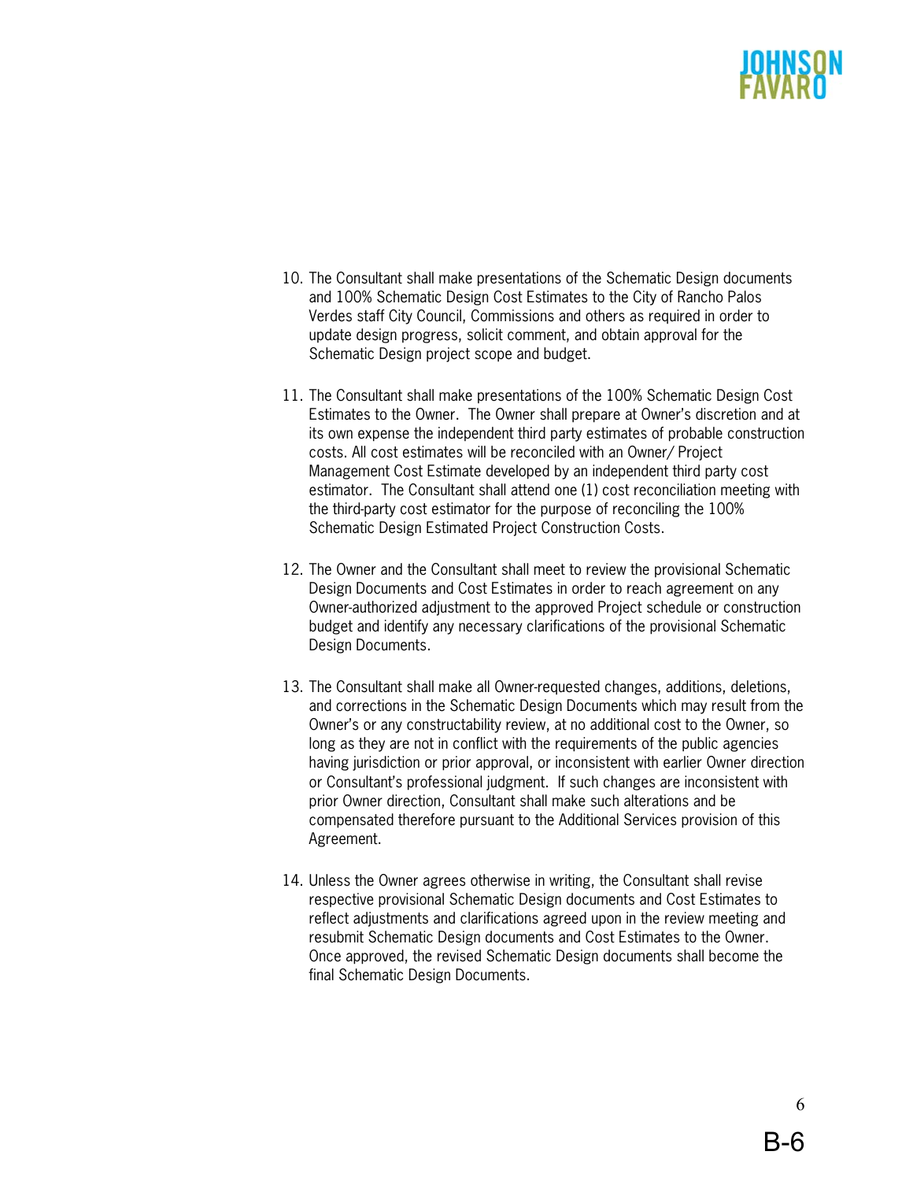10. The Consultant shall make presentations of the Schematic Design documents and 100% Schematic Design Cost Estimates to the City of Rancho Palos Verdes staff City Council, Commissions and others as required in order to update design progress, solicit comment, and obtain approval for the Schematic Design project scope and budget.

11. The Consultant shall make presentations of the 100% Schematic Design Cost Estimates to the Owner. The Owner shall prepare at Owner's discretion and at its own expense the independent third party estimates of probable construction costs. All cost estimates will be reconciled with an Owner/ Project Management Cost Estimate developed by an independent third party cost estimator. The Consultant shall attend one (1) cost reconciliation meeting with the third-party cost estimator for the purpose of reconciling the 100% Schematic Design Estimated Project Construction Costs.

12. The Owner and the Consultant shall meet to review the provisional Schematic Design Documents and Cost Estimates in order to reach agreement on any Owner-authorized adjustment to the approved Project schedule or construction budget and identify any necessary clarifications of the provisional Schematic Design Documents.

13. The Consultant shall make all Owner-requested changes, additions, deletions, and corrections in the Schematic Design Documents which may result from the Owner's or any constructability review, at no additional cost to the Owner, so long as they are not in conflict with the requirements of the public agencies having jurisdiction or prior approval, or inconsistent with earlier Owner direction or Consultant's professional judgment. If such changes are inconsistent with prior Owner direction, Consultant shall make such alterations and be compensated therefore pursuant to the Additional Services provision of this Agreement.

14. Unless the Owner agrees otherwise in writing, the Consultant shall revise respective provisional Schematic Design documents and Cost Estimates to reflect adjustments and clarifications agreed upon in the review meeting and resubmit Schematic Design documents and Cost Estimates to the Owner. Once approved, the revised Schematic Design documents shall become the final Schematic Design Documents.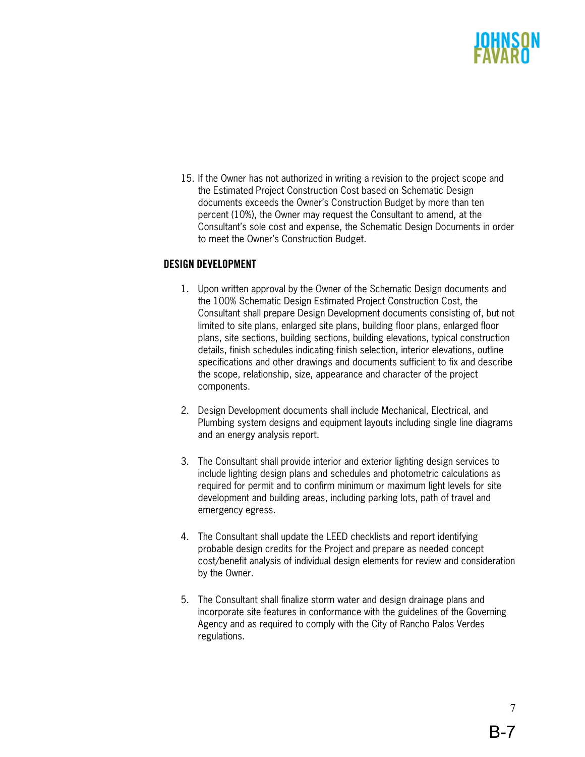15. If the Owner has not authorized in writing a revision to the project scope and the Estimated Project Construction Cost based on Schematic Design documents exceeds the Owner's Construction Budget by more than ten percent (10%), the Owner may request the Consultant to amend, at the Consultant's sole cost and expense, the Schematic Design Documents in order to meet the Owner's Construction Budget.

## DESIGN DEVELOPMENT

1. Upon written approval by the Owner of the Schematic Design documents and the 100% Schematic Design Estimated Project Construction Cost, the Consultant shall prepare Design Development documents consisting of, but not limited to site plans, enlarged site plans, building floor plans, enlarged floor plans, site sections, building sections, building elevations, typical construction details, finish schedules indicating finish selection, interior elevations, outline specifications and other drawings and documents sufficient to fix and describe the scope, relationship, size, appearance and character of the project components.

2. Design Development documents shall include Mechanical, Electrical, and Plumbing system designs and equipment layouts including single line diagrams and an energy analysis report.

3. The Consultant shall provide interior and exterior lighting design services to include lighting design plans and schedules and photometric calculations as required for permit and to confirm minimum or maximum light levels for site development and building areas, including parking lots, path of travel and emergency egress.

4. The Consultant shall update the LEED checklists and report identifying probable design credits for the Project and prepare as needed concept cost/benefit analysis of individual design elements for review and consideration by the Owner.

5. The Consultant shall finalize storm water and design drainage plans and incorporate site features in conformance with the guidelines of the Governing Agency and as required to comply with the City of Rancho Palos Verdes regulations.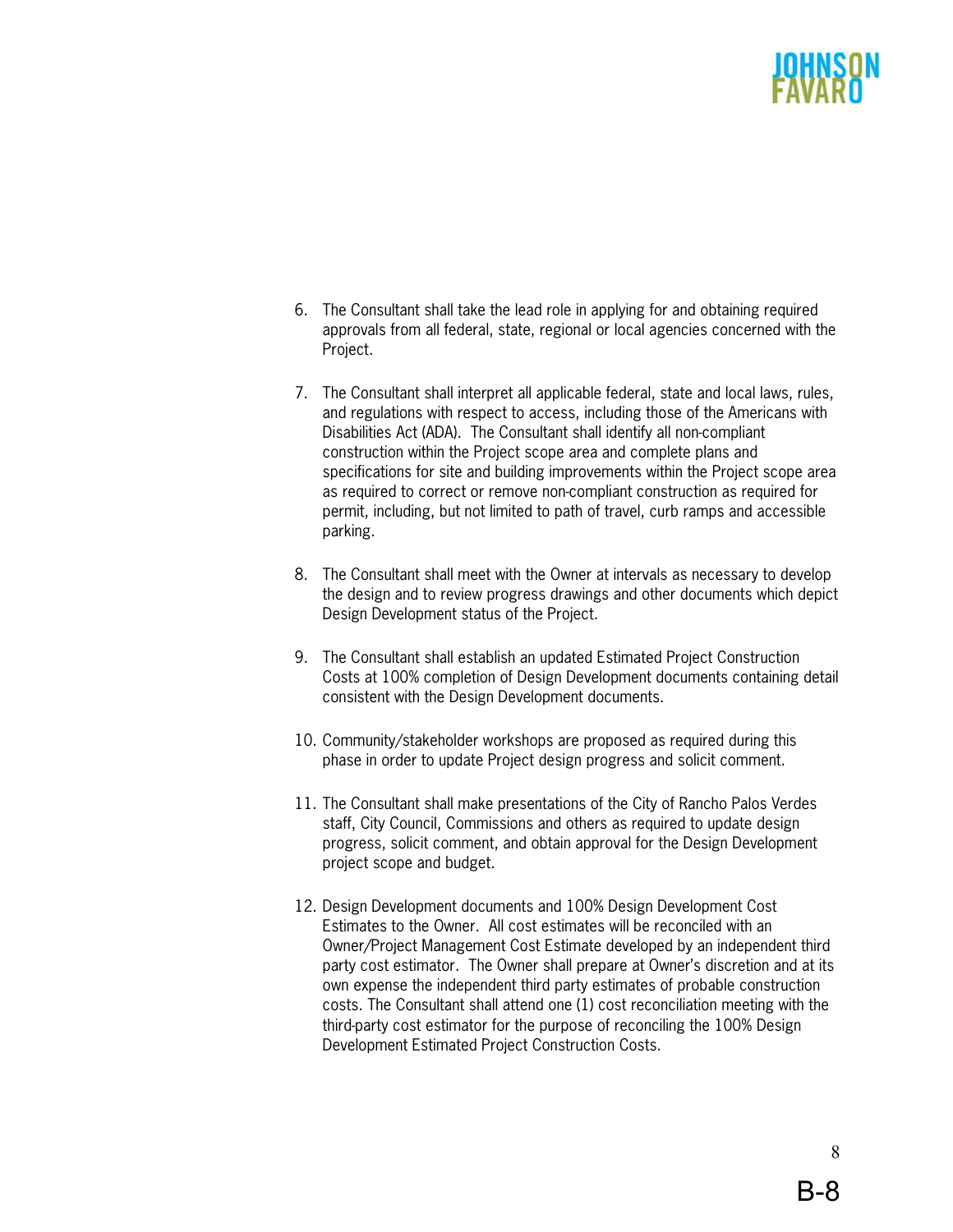6. The Consultant shall take the lead role in applying for and obtaining required approvals from all federal, state, regional or local agencies concerned with the Project.

7. The Consultant shall interpret all applicable federal, state and local laws, rules, and regulations with respect to access, including those of the Americans with Disabilities Act (ADA). The Consultant shall identify all non-compliant construction within the Project scope area and complete plans and specifications for site and building improvements within the Project scope area as required to correct or remove non-compliant construction as required for permit, including, but not limited to path of travel, curb ramps and accessible parking.

8. The Consultant shall meet with the Owner at intervals as necessary to develop the design and to review progress drawings and other documents which depict Design Development status of the Project.

9. The Consultant shall establish an updated Estimated Project Construction Costs at 100% completion of Design Development documents containing detail consistent with the Design Development documents.

10. Community/stakeholder workshops are proposed as required during this phase in order to update Project design progress and solicit comment.

11. The Consultant shall make presentations of the City of Rancho Palos Verdes staff, City Council, Commissions and others as required to update design progress, solicit comment, and obtain approval for the Design Development project scope and budget.

12. Design Development documents and 100% Design Development Cost Estimates to the Owner. All cost estimates will be reconciled with an Owner/Project Management Cost Estimate developed by an independent third party cost estimator. The Owner shall prepare at Owner's discretion and at its own expense the independent third party estimates of probable construction costs. The Consultant shall attend one (1) cost reconciliation meeting with the third-party cost estimator for the purpose of reconciling the 100% Design Development Estimated Project Construction Costs.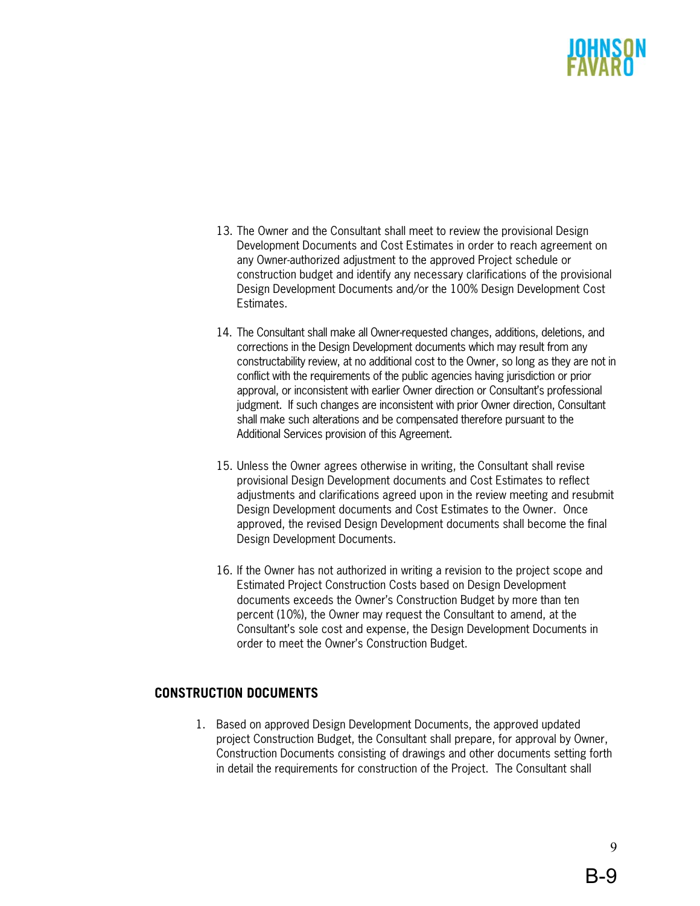13. The Owner and the Consultant shall meet to review the provisional Design Development Documents and Cost Estimates in order to reach agreement on any Owner-authorized adjustment to the approved Project schedule or construction budget and identify any necessary clarifications of the provisional Design Development Documents and/or the 100% Design Development Cost Estimates.

14. The Consultant shall make all Owner-requested changes, additions, deletions, and corrections in the Design Development documents which may result from any constructability review, at no additional cost to the Owner, so long as they are not in conflict with the requirements of the public agencies having jurisdiction or prior approval, or inconsistent with earlier Owner direction or Consultant's professional judgment. If such changes are inconsistent with prior Owner direction, Consultant shall make such alterations and be compensated therefore pursuant to the Additional Services provision of this Agreement.

15. Unless the Owner agrees otherwise in writing, the Consultant shall revise provisional Design Development documents and Cost Estimates to reflect adjustments and clarifications agreed upon in the review meeting and resubmit Design Development documents and Cost Estimates to the Owner. Once approved, the revised Design Development documents shall become the final Design Development Documents.

16. If the Owner has not authorized in writing a revision to the project scope and Estimated Project Construction Costs based on Design Development documents exceeds the Owner's Construction Budget by more than ten percent (10%), the Owner may request the Consultant to amend, at the Consultant's sole cost and expense, the Design Development Documents in order to meet the Owner's Construction Budget.

## CONSTRUCTION DOCUMENTS

1. Based on approved Design Development Documents, the approved updated project Construction Budget, the Consultant shall prepare, for approval by Owner, Construction Documents consisting of drawings and other documents setting forth in detail the requirements for construction of the Project. The Consultant shall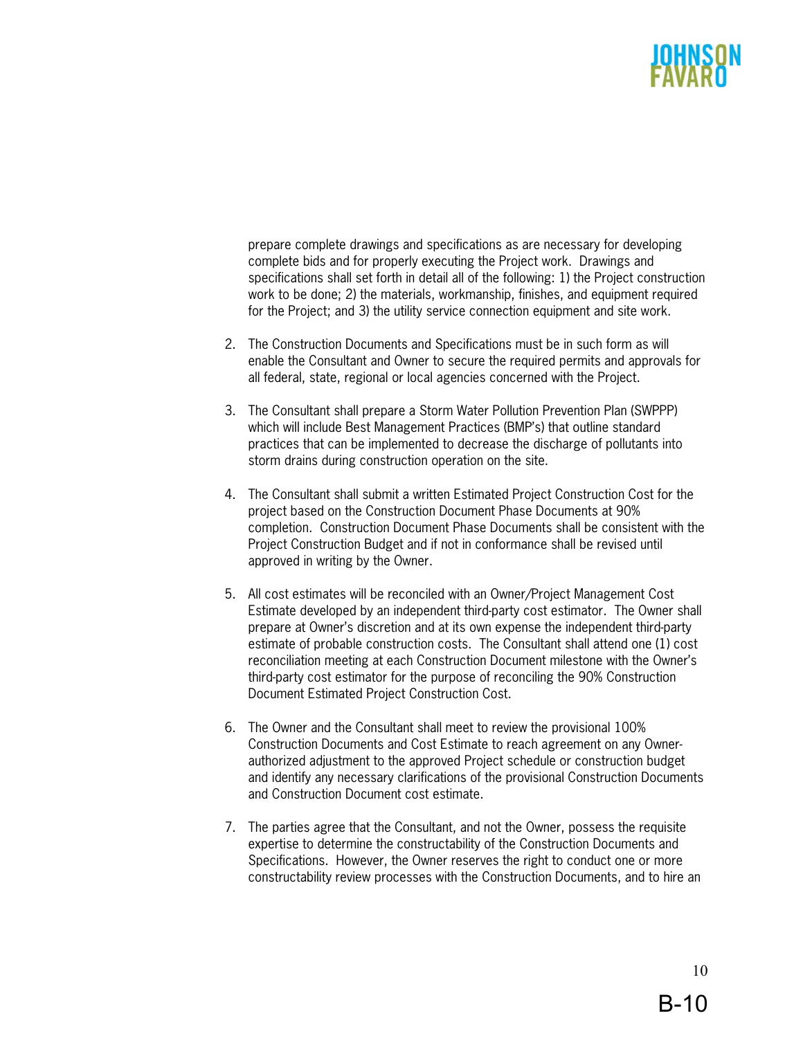prepare complete drawings and specifications as are necessary for developing complete bids and for properly executing the Project work. Drawings and specifications shall set forth in detail all of the following: 1) the Project construction work to be done; 2) the materials, workmanship, finishes, and equipment required for the Project; and 3) the utility service connection equipment and site work.

2. The Construction Documents and Specifications must be in such form as will enable the Consultant and Owner to secure the required permits and approvals for all federal, state, regional or local agencies concerned with the Project.

3. The Consultant shall prepare a Storm Water Pollution Prevention Plan (SWPPP) which will include Best Management Practices (BMP's) that outline standard practices that can be implemented to decrease the discharge of pollutants into storm drains during construction operation on the site.

4. The Consultant shall submit a written Estimated Project Construction Cost for the project based on the Construction Document Phase Documents at 90% completion. Construction Document Phase Documents shall be consistent with the Project Construction Budget and if not in conformance shall be revised until approved in writing by the Owner.

5. All cost estimates will be reconciled with an Owner/Project Management Cost Estimate developed by an independent third-party cost estimator. The Owner shall prepare at Owner's discretion and at its own expense the independent third-party estimate of probable construction costs. The Consultant shall attend one (1) cost reconciliation meeting at each Construction Document milestone with the Owner's third-party cost estimator for the purpose of reconciling the 90% Construction Document Estimated Project Construction Cost.

6. The Owner and the Consultant shall meet to review the provisional 100% Construction Documents and Cost Estimate to reach agreement on any Owner-authorized adjustment to the approved Project schedule or construction budget and identify any necessary clarifications of the provisional Construction Documents and Construction Document cost estimate.

7. The parties agree that the Consultant, and not the Owner, possess the requisite expertise to determine the constructability of the Construction Documents and Specifications. However, the Owner reserves the right to conduct one or more constructability review processes with the Construction Documents, and to hire an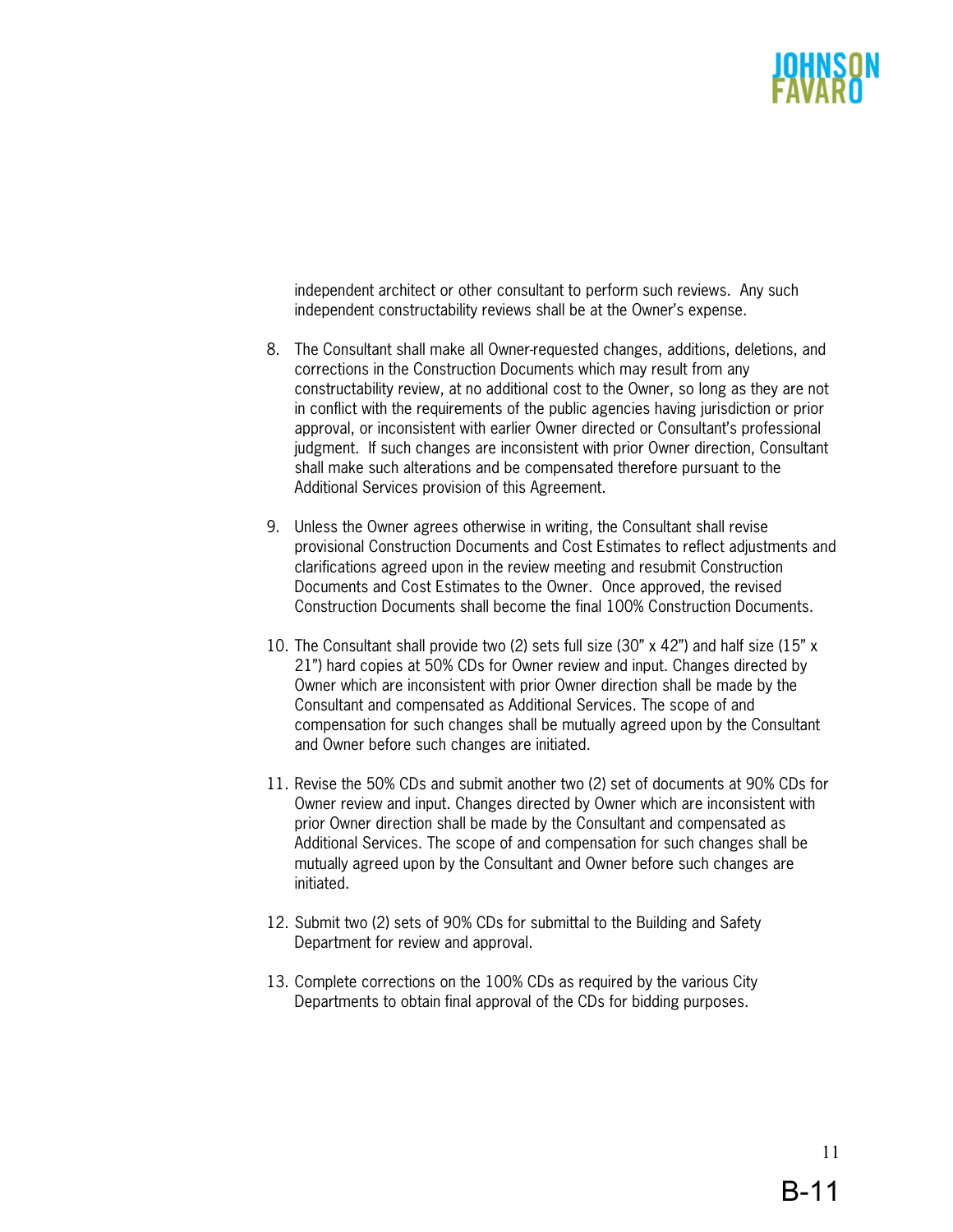independent architect or other consultant to perform such reviews. Any such independent constructability reviews shall be at the Owner's expense.

8. The Consultant shall make all Owner-requested changes, additions, deletions, and corrections in the Construction Documents which may result from any constructability review, at no additional cost to the Owner, so long as they are not in conflict with the requirements of the public agencies having jurisdiction or prior approval, or inconsistent with earlier Owner directed or Consultant's professional judgment. If such changes are inconsistent with prior Owner direction, Consultant shall make such alterations and be compensated therefore pursuant to the Additional Services provision of this Agreement.

9. Unless the Owner agrees otherwise in writing, the Consultant shall revise provisional Construction Documents and Cost Estimates to reflect adjustments and clarifications agreed upon in the review meeting and resubmit Construction Documents and Cost Estimates to the Owner. Once approved, the revised Construction Documents shall become the final 100% Construction Documents.

10. The Consultant shall provide two (2) sets full size (30" x 42") and half size (15" x 21") hard copies at 50% CDs for Owner review and input. Changes directed by Owner which are inconsistent with prior Owner direction shall be made by the Consultant and compensated as Additional Services. The scope of and compensation for such changes shall be mutually agreed upon by the Consultant and Owner before such changes are initiated.

11. Revise the 50% CDs and submit another two (2) set of documents at 90% CDs for Owner review and input. Changes directed by Owner which are inconsistent with prior Owner direction shall be made by the Consultant and compensated as Additional Services. The scope of and compensation for such changes shall be mutually agreed upon by the Consultant and Owner before such changes are initiated.

12. Submit two (2) sets of 90% CDs for submittal to the Building and Safety Department for review and approval.

13. Complete corrections on the 100% CDs as required by the various City Departments to obtain final approval of the CDs for bidding purposes.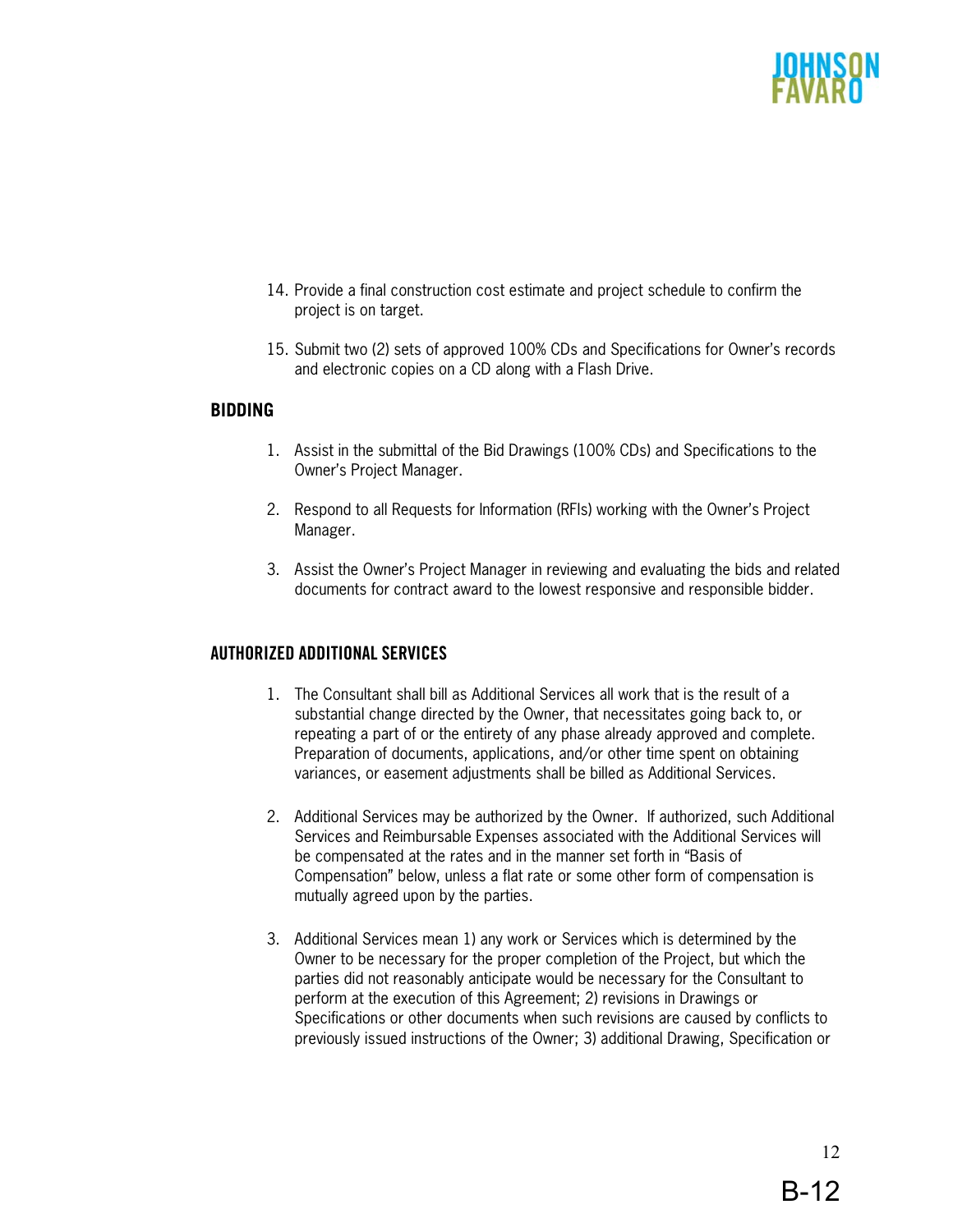14. Provide a final construction cost estimate and project schedule to confirm the project is on target.

15. Submit two (2) sets of approved 100% CDs and Specifications for Owner's records and electronic copies on a CD along with a Flash Drive.

## BIDDING

1. Assist in the submittal of the Bid Drawings (100% CDs) and Specifications to the Owner's Project Manager.

2. Respond to all Requests for Information (RFIs) working with the Owner's Project Manager.

3. Assist the Owner's Project Manager in reviewing and evaluating the bids and related documents for contract award to the lowest responsive and responsible bidder.

## AUTHORIZED ADDITIONAL SERVICES

1. The Consultant shall bill as Additional Services all work that is the result of a substantial change directed by the Owner, that necessitates going back to, or repeating a part of or the entirety of any phase already approved and complete. Preparation of documents, applications, and/or other time spent on obtaining variances, or easement adjustments shall be billed as Additional Services.

2. Additional Services may be authorized by the Owner. If authorized, such Additional Services and Reimbursable Expenses associated with the Additional Services will be compensated at the rates and in the manner set forth in "Basis of Compensation" below, unless a flat rate or some other form of compensation is mutually agreed upon by the parties.

3. Additional Services mean 1) any work or Services which is determined by the Owner to be necessary for the proper completion of the Project, but which the parties did not reasonably anticipate would be necessary for the Consultant to perform at the execution of this Agreement; 2) revisions in Drawings or Specifications or other documents when such revisions are caused by conflicts to previously issued instructions of the Owner; 3) additional Drawing, Specification or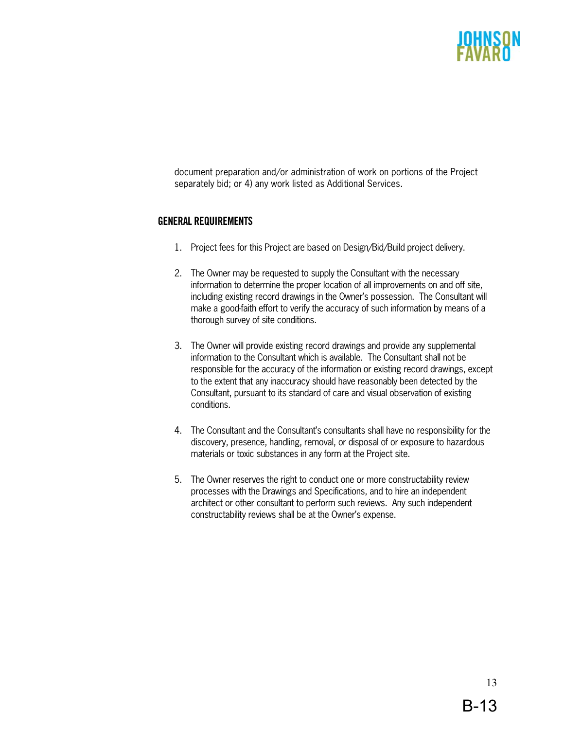document preparation and/or administration of work on portions of the Project separately bid; or 4) any work listed as Additional Services.

## GENERAL REQUIREMENTS

1. Project fees for this Project are based on Design/Bid/Build project delivery.

2. The Owner may be requested to supply the Consultant with the necessary information to determine the proper location of all improvements on and off site, including existing record drawings in the Owner's possession. The Consultant will make a good-faith effort to verify the accuracy of such information by means of a thorough survey of site conditions.

3. The Owner will provide existing record drawings and provide any supplemental information to the Consultant which is available. The Consultant shall not be responsible for the accuracy of the information or existing record drawings, except to the extent that any inaccuracy should have reasonably been detected by the Consultant, pursuant to its standard of care and visual observation of existing conditions.

4. The Consultant and the Consultant's consultants shall have no responsibility for the discovery, presence, handling, removal, or disposal of or exposure to hazardous materials or toxic substances in any form at the Project site.

5. The Owner reserves the right to conduct one or more constructability review processes with the Drawings and Specifications, and to hire an independent architect or other consultant to perform such reviews. Any such independent constructability reviews shall be at the Owner's expense.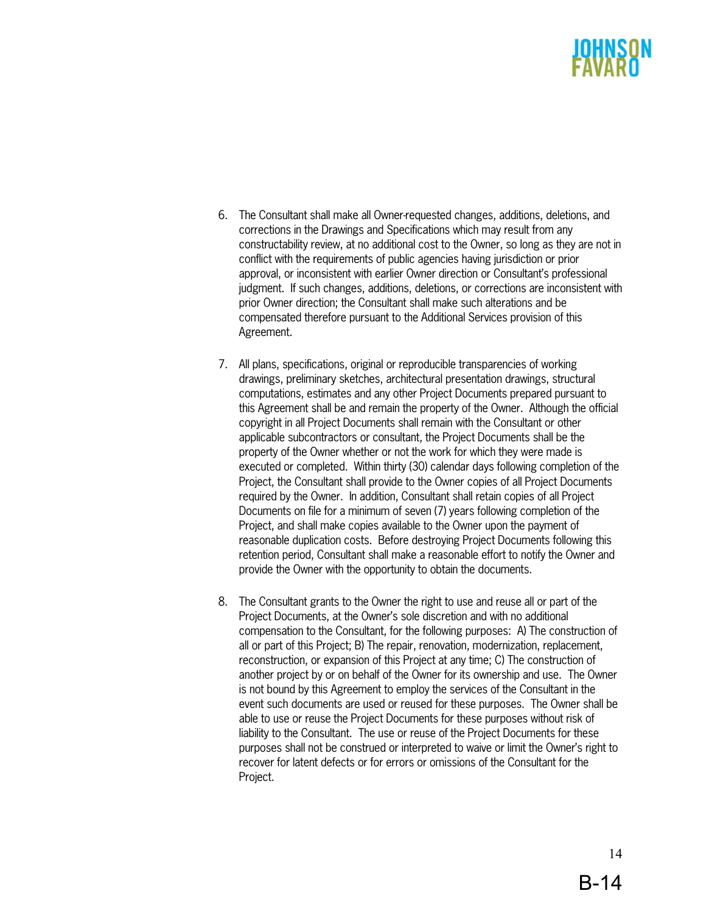6. The Consultant shall make all Owner-requested changes, additions, deletions, and corrections in the Drawings and Specifications which may result from any constructability review, at no additional cost to the Owner, so long as they are not in conflict with the requirements of public agencies having jurisdiction or prior approval, or inconsistent with earlier Owner direction or Consultant's professional judgment. If such changes, additions, deletions, or corrections are inconsistent with prior Owner direction; the Consultant shall make such alterations and be compensated therefore pursuant to the Additional Services provision of this Agreement.

7. All plans, specifications, original or reproducible transparencies of working drawings, preliminary sketches, architectural presentation drawings, structural computations, estimates and any other Project Documents prepared pursuant to this Agreement shall be and remain the property of the Owner. Although the official copyright in all Project Documents shall remain with the Consultant or other applicable subcontractors or consultant, the Project Documents shall be the property of the Owner whether or not the work for which they were made is executed or completed. Within thirty (30) calendar days following completion of the Project, the Consultant shall provide to the Owner copies of all Project Documents required by the Owner. In addition, Consultant shall retain copies of all Project Documents on file for a minimum of seven (7) years following completion of the Project, and shall make copies available to the Owner upon the payment of reasonable duplication costs. Before destroying Project Documents following this retention period, Consultant shall make a reasonable effort to notify the Owner and provide the Owner with the opportunity to obtain the documents.

8. The Consultant grants to the Owner the right to use and reuse all or part of the Project Documents, at the Owner's sole discretion and with no additional compensation to the Consultant, for the following purposes: A) The construction of all or part of this Project; B) The repair, renovation, modernization, replacement, reconstruction, or expansion of this Project at any time; C) The construction of another project by or on behalf of the Owner for its ownership and use. The Owner is not bound by this Agreement to employ the services of the Consultant in the event such documents are used or reused for these purposes. The Owner shall be able to use or reuse the Project Documents for these purposes without risk of liability to the Consultant. The use or reuse of the Project Documents for these purposes shall not be construed or interpreted to waive or limit the Owner's right to recover for latent defects or for errors or omissions of the Consultant for the Project.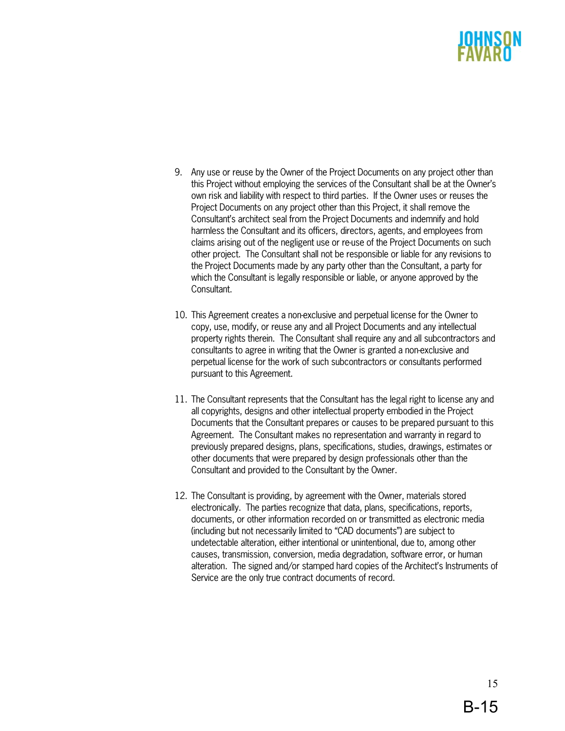9. Any use or reuse by the Owner of the Project Documents on any project other than this Project without employing the services of the Consultant shall be at the Owner's own risk and liability with respect to third parties. If the Owner uses or reuses the Project Documents on any project other than this Project, it shall remove the Consultant's architect seal from the Project Documents and indemnify and hold harmless the Consultant and its officers, directors, agents, and employees from claims arising out of the negligent use or re-use of the Project Documents on such other project. The Consultant shall not be responsible or liable for any revisions to the Project Documents made by any party other than the Consultant, a party for which the Consultant is legally responsible or liable, or anyone approved by the Consultant.

10. This Agreement creates a non-exclusive and perpetual license for the Owner to copy, use, modify, or reuse any and all Project Documents and any intellectual property rights therein. The Consultant shall require any and all subcontractors and consultants to agree in writing that the Owner is granted a non-exclusive and perpetual license for the work of such subcontractors or consultants performed pursuant to this Agreement.

11. The Consultant represents that the Consultant has the legal right to license any and all copyrights, designs and other intellectual property embodied in the Project Documents that the Consultant prepares or causes to be prepared pursuant to this Agreement. The Consultant makes no representation and warranty in regard to previously prepared designs, plans, specifications, studies, drawings, estimates or other documents that were prepared by design professionals other than the Consultant and provided to the Consultant by the Owner.

12. The Consultant is providing, by agreement with the Owner, materials stored electronically. The parties recognize that data, plans, specifications, reports, documents, or other information recorded on or transmitted as electronic media (including but not necessarily limited to "CAD documents") are subject to undetectable alteration, either intentional or unintentional, due to, among other causes, transmission, conversion, media degradation, software error, or human alteration. The signed and/or stamped hard copies of the Architect's Instruments of Service are the only true contract documents of record.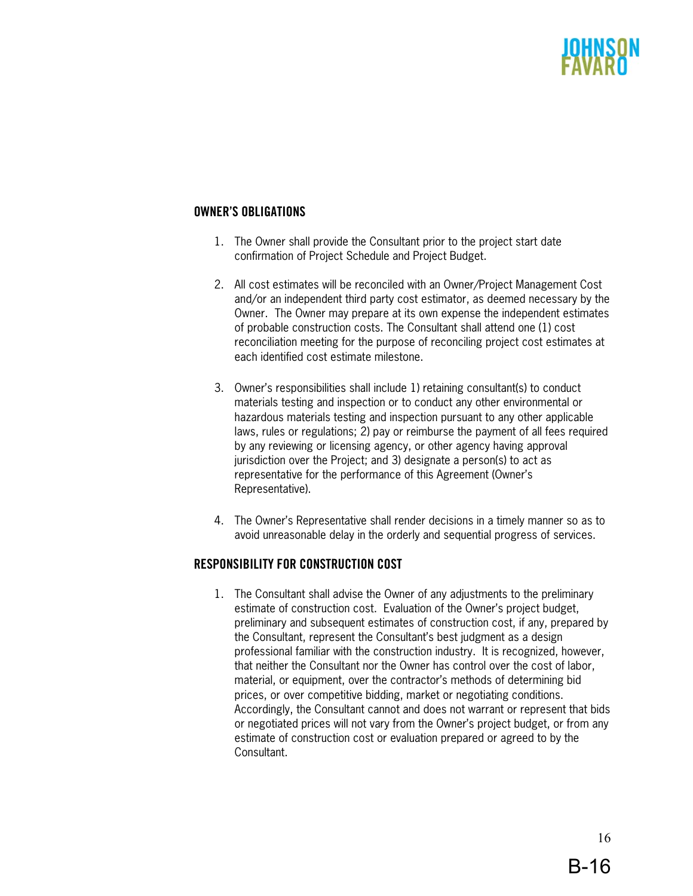## OWNER'S OBLIGATIONS

1. The Owner shall provide the Consultant prior to the project start date confirmation of Project Schedule and Project Budget.

2. All cost estimates will be reconciled with an Owner/Project Management Cost and/or an independent third party cost estimator, as deemed necessary by the Owner. The Owner may prepare at its own expense the independent estimates of probable construction costs. The Consultant shall attend one (1) cost reconciliation meeting for the purpose of reconciling project cost estimates at each identified cost estimate milestone.

3. Owner's responsibilities shall include 1) retaining consultant(s) to conduct materials testing and inspection or to conduct any other environmental or hazardous materials testing and inspection pursuant to any other applicable laws, rules or regulations; 2) pay or reimburse the payment of all fees required by any reviewing or licensing agency, or other agency having approval jurisdiction over the Project; and 3) designate a person(s) to act as representative for the performance of this Agreement (Owner's Representative).

4. The Owner's Representative shall render decisions in a timely manner so as to avoid unreasonable delay in the orderly and sequential progress of services.

## RESPONSIBILITY FOR CONSTRUCTION COST

1. The Consultant shall advise the Owner of any adjustments to the preliminary estimate of construction cost. Evaluation of the Owner's project budget, preliminary and subsequent estimates of construction cost, if any, prepared by the Consultant, represent the Consultant's best judgment as a design professional familiar with the construction industry. It is recognized, however, that neither the Consultant nor the Owner has control over the cost of labor, material, or equipment, over the contractor's methods of determining bid prices, or over competitive bidding, market or negotiating conditions. Accordingly, the Consultant cannot and does not warrant or represent that bids or negotiated prices will not vary from the Owner's project budget, or from any estimate of construction cost or evaluation prepared or agreed to by the Consultant.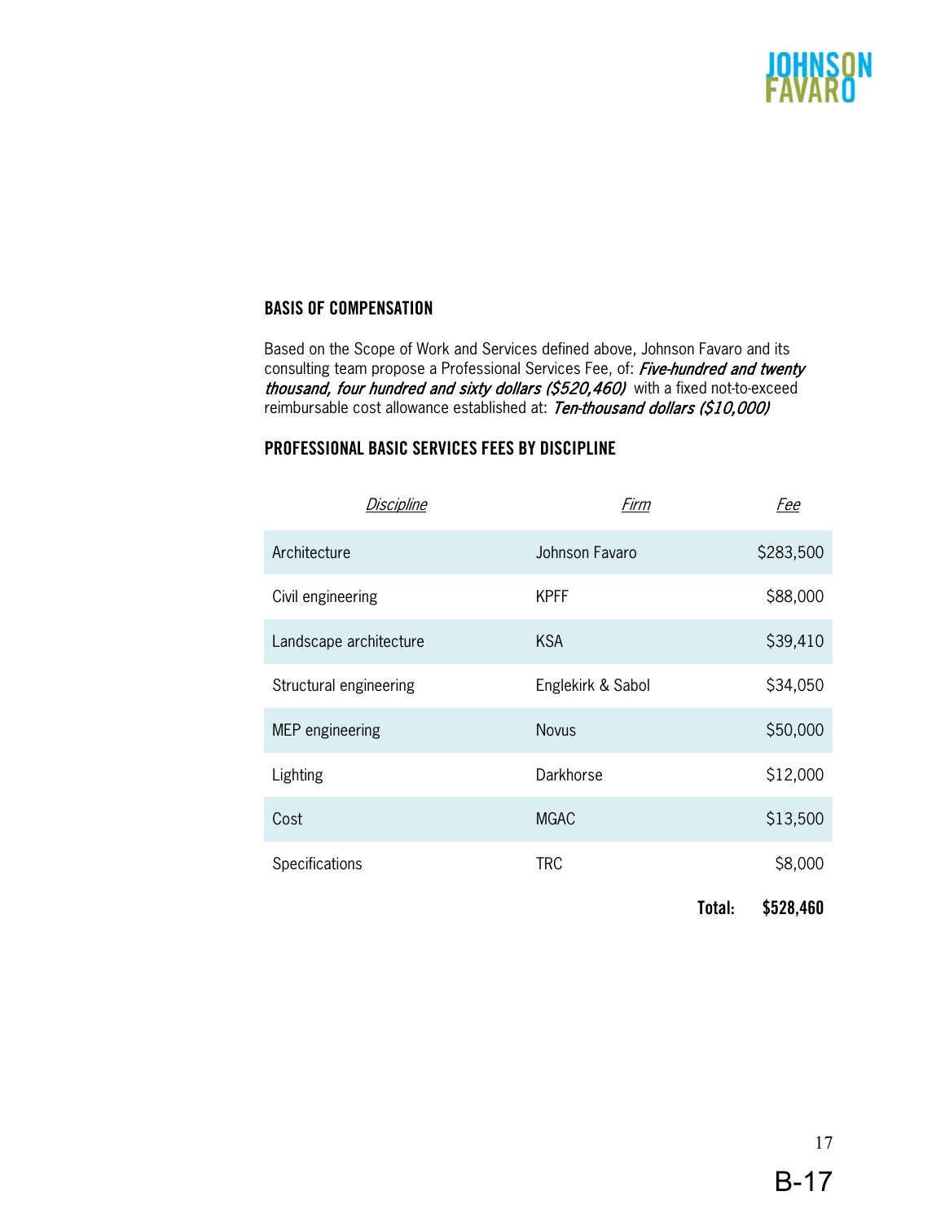## BASIS OF COMPENSATION

Based on the Scope of Work and Services defined above, Johnson Favaro and its consulting team propose a Professional Services Fee, of: ***Five-hundred and twenty thousand, four hundred and sixty dollars ($520,460)*** with a fixed not-to-exceed reimbursable cost allowance established at: ***Ten-thousand dollars ($10,000)***

## PROFESSIONAL BASIC SERVICES FEES BY DISCIPLINE

| *Discipline* | *Firm* | *Fee* |
|---|---|---|
| Architecture | Johnson Favaro | $283,500 |
| Civil engineering | KPFF | $88,000 |
| Landscape architecture | KSA | $39,410 |
| Structural engineering | Englekirk & Sabol | $34,050 |
| MEP engineering | Novus | $50,000 |
| Lighting | Darkhorse | $12,000 |
| Cost | MGAC | $13,500 |
| Specifications | TRC | $8,000 |
| | **Total:** | **$528,460** |

B-17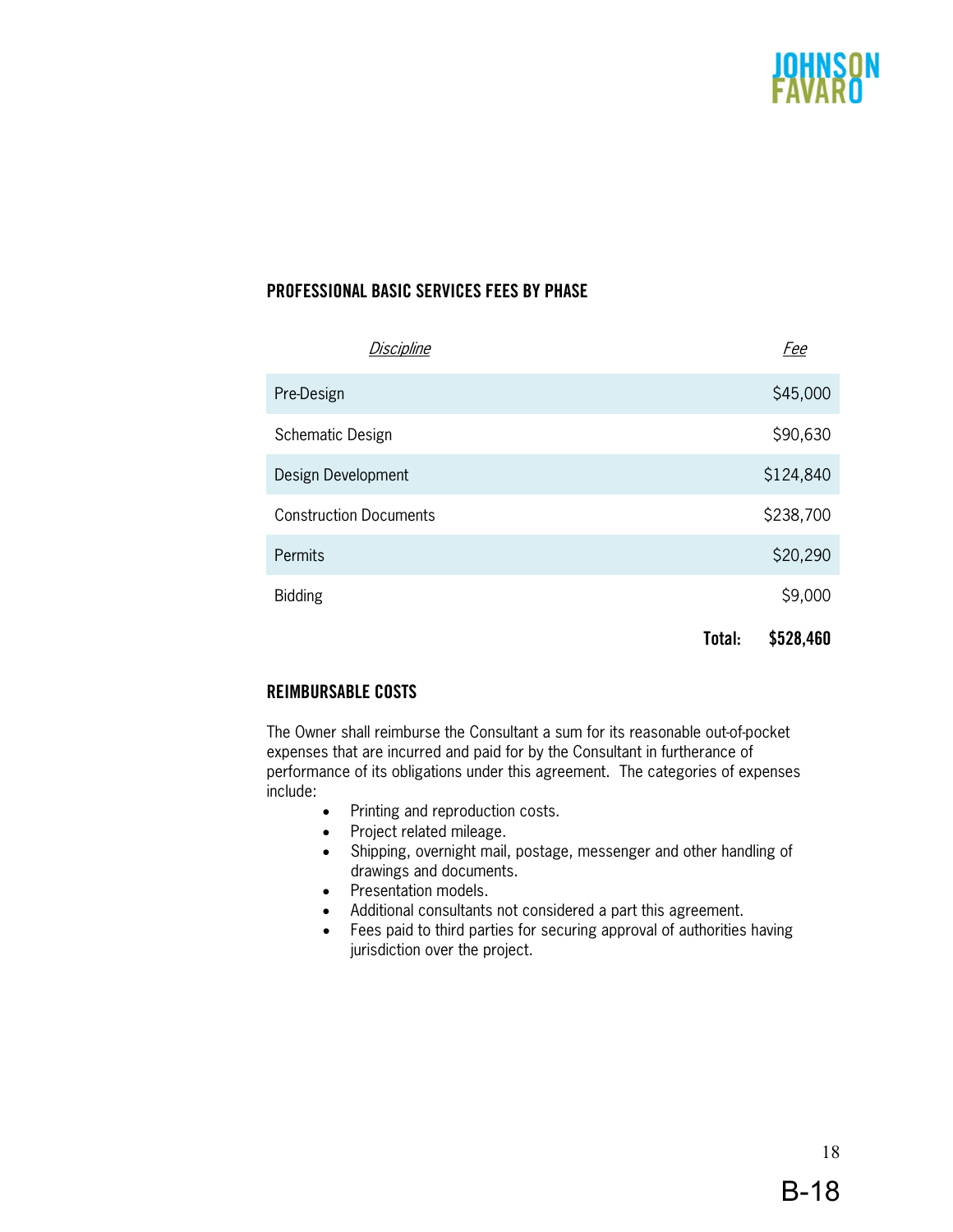## PROFESSIONAL BASIC SERVICES FEES BY PHASE

| *Discipline* | *Fee* |
|---|---|
| Pre-Design | $45,000 |
| Schematic Design | $90,630 |
| Design Development | $124,840 |
| Construction Documents | $238,700 |
| Permits | $20,290 |
| Bidding | $9,000 |
| **Total:** | **$528,460** |

## REIMBURSABLE COSTS

The Owner shall reimburse the Consultant a sum for its reasonable out-of-pocket expenses that are incurred and paid for by the Consultant in furtherance of performance of its obligations under this agreement. The categories of expenses include:

- Printing and reproduction costs.
- Project related mileage.
- Shipping, overnight mail, postage, messenger and other handling of drawings and documents.
- Presentation models.
- Additional consultants not considered a part this agreement.
- Fees paid to third parties for securing approval of authorities having jurisdiction over the project.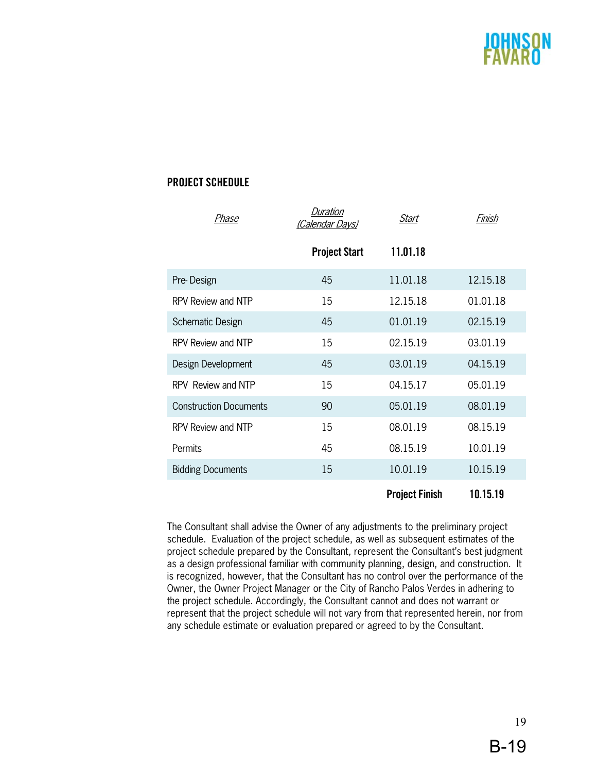**PROJECT SCHEDULE**

| *Phase* | *Duration (Calendar Days)* | *Start* | *Finish* |
|---|---|---|---|
| | **Project Start** | **11.01.18** | |
| Pre- Design | 45 | 11.01.18 | 12.15.18 |
| RPV Review and NTP | 15 | 12.15.18 | 01.01.18 |
| Schematic Design | 45 | 01.01.19 | 02.15.19 |
| RPV Review and NTP | 15 | 02.15.19 | 03.01.19 |
| Design Development | 45 | 03.01.19 | 04.15.19 |
| RPV Review and NTP | 15 | 04.15.17 | 05.01.19 |
| Construction Documents | 90 | 05.01.19 | 08.01.19 |
| RPV Review and NTP | 15 | 08.01.19 | 08.15.19 |
| Permits | 45 | 08.15.19 | 10.01.19 |
| Bidding Documents | 15 | 10.01.19 | 10.15.19 |
| | | **Project Finish** | **10.15.19** |

The Consultant shall advise the Owner of any adjustments to the preliminary project schedule. Evaluation of the project schedule, as well as subsequent estimates of the project schedule prepared by the Consultant, represent the Consultant's best judgment as a design professional familiar with community planning, design, and construction. It is recognized, however, that the Consultant has no control over the performance of the Owner, the Owner Project Manager or the City of Rancho Palos Verdes in adhering to the project schedule. Accordingly, the Consultant cannot and does not warrant or represent that the project schedule will not vary from that represented herein, nor from any schedule estimate or evaluation prepared or agreed to by the Consultant.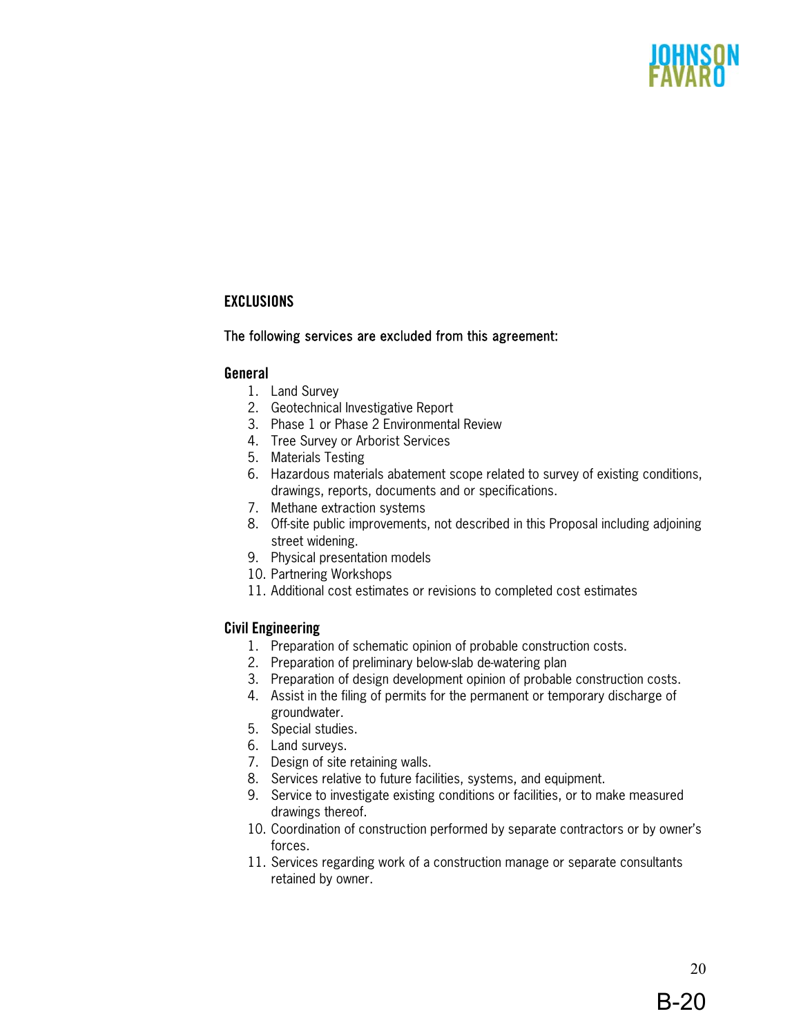## EXCLUSIONS

The following services are excluded from this agreement:

### General

1. Land Survey
2. Geotechnical Investigative Report
3. Phase 1 or Phase 2 Environmental Review
4. Tree Survey or Arborist Services
5. Materials Testing
6. Hazardous materials abatement scope related to survey of existing conditions, drawings, reports, documents and or specifications.
7. Methane extraction systems
8. Off-site public improvements, not described in this Proposal including adjoining street widening.
9. Physical presentation models
10. Partnering Workshops
11. Additional cost estimates or revisions to completed cost estimates

### Civil Engineering

1. Preparation of schematic opinion of probable construction costs.
2. Preparation of preliminary below-slab de-watering plan
3. Preparation of design development opinion of probable construction costs.
4. Assist in the filing of permits for the permanent or temporary discharge of groundwater.
5. Special studies.
6. Land surveys.
7. Design of site retaining walls.
8. Services relative to future facilities, systems, and equipment.
9. Service to investigate existing conditions or facilities, or to make measured drawings thereof.
10. Coordination of construction performed by separate contractors or by owner's forces.
11. Services regarding work of a construction manage or separate consultants retained by owner.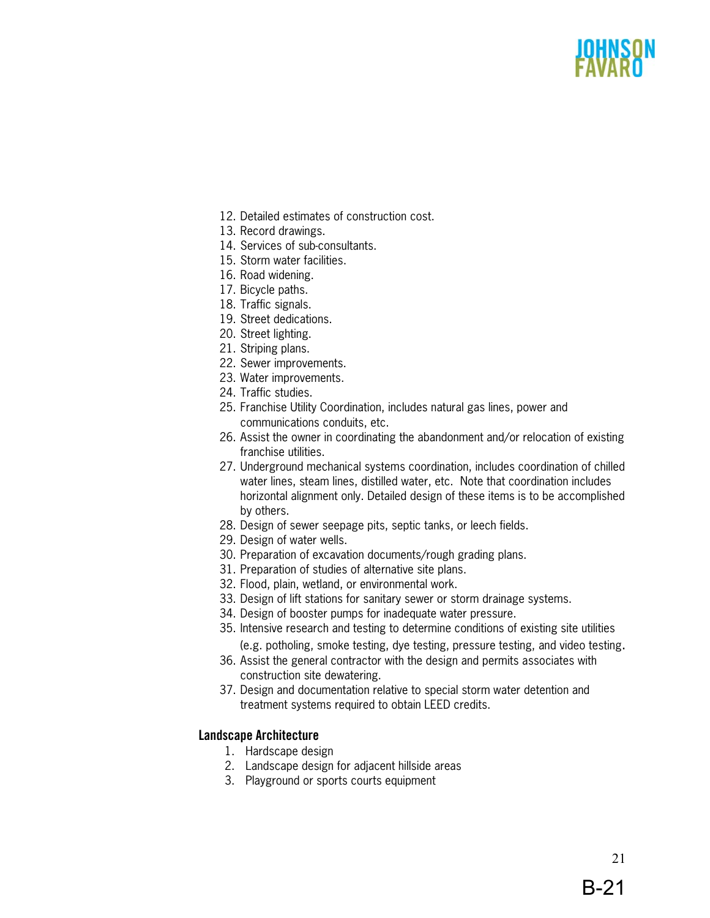12. Detailed estimates of construction cost.
13. Record drawings.
14. Services of sub-consultants.
15. Storm water facilities.
16. Road widening.
17. Bicycle paths.
18. Traffic signals.
19. Street dedications.
20. Street lighting.
21. Striping plans.
22. Sewer improvements.
23. Water improvements.
24. Traffic studies.
25. Franchise Utility Coordination, includes natural gas lines, power and communications conduits, etc.
26. Assist the owner in coordinating the abandonment and/or relocation of existing franchise utilities.
27. Underground mechanical systems coordination, includes coordination of chilled water lines, steam lines, distilled water, etc. Note that coordination includes horizontal alignment only. Detailed design of these items is to be accomplished by others.
28. Design of sewer seepage pits, septic tanks, or leech fields.
29. Design of water wells.
30. Preparation of excavation documents/rough grading plans.
31. Preparation of studies of alternative site plans.
32. Flood, plain, wetland, or environmental work.
33. Design of lift stations for sanitary sewer or storm drainage systems.
34. Design of booster pumps for inadequate water pressure.
35. Intensive research and testing to determine conditions of existing site utilities (e.g. potholing, smoke testing, dye testing, pressure testing, and video testing.
36. Assist the general contractor with the design and permits associates with construction site dewatering.
37. Design and documentation relative to special storm water detention and treatment systems required to obtain LEED credits.

**Landscape Architecture**

1. Hardscape design
2. Landscape design for adjacent hillside areas
3. Playground or sports courts equipment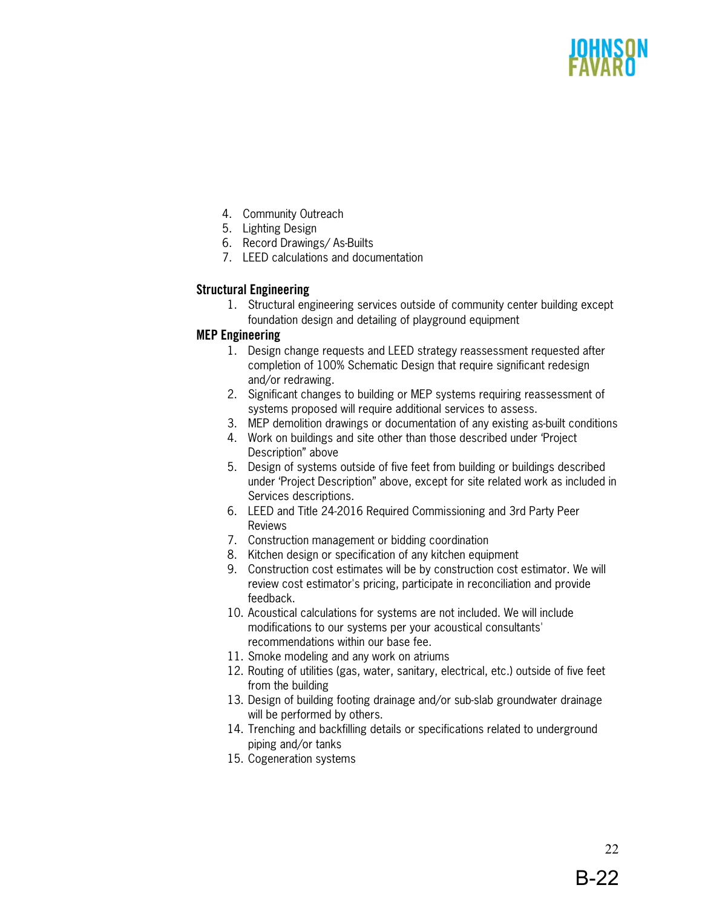4. Community Outreach
5. Lighting Design
6. Record Drawings/ As-Builts
7. LEED calculations and documentation

**Structural Engineering**

1. Structural engineering services outside of community center building except foundation design and detailing of playground equipment

**MEP Engineering**

1. Design change requests and LEED strategy reassessment requested after completion of 100% Schematic Design that require significant redesign and/or redrawing.
2. Significant changes to building or MEP systems requiring reassessment of systems proposed will require additional services to assess.
3. MEP demolition drawings or documentation of any existing as-built conditions
4. Work on buildings and site other than those described under 'Project Description" above
5. Design of systems outside of five feet from building or buildings described under 'Project Description" above, except for site related work as included in Services descriptions.
6. LEED and Title 24-2016 Required Commissioning and 3rd Party Peer Reviews
7. Construction management or bidding coordination
8. Kitchen design or specification of any kitchen equipment
9. Construction cost estimates will be by construction cost estimator. We will review cost estimator's pricing, participate in reconciliation and provide feedback.
10. Acoustical calculations for systems are not included. We will include modifications to our systems per your acoustical consultants' recommendations within our base fee.
11. Smoke modeling and any work on atriums
12. Routing of utilities (gas, water, sanitary, electrical, etc.) outside of five feet from the building
13. Design of building footing drainage and/or sub-slab groundwater drainage will be performed by others.
14. Trenching and backfilling details or specifications related to underground piping and/or tanks
15. Cogeneration systems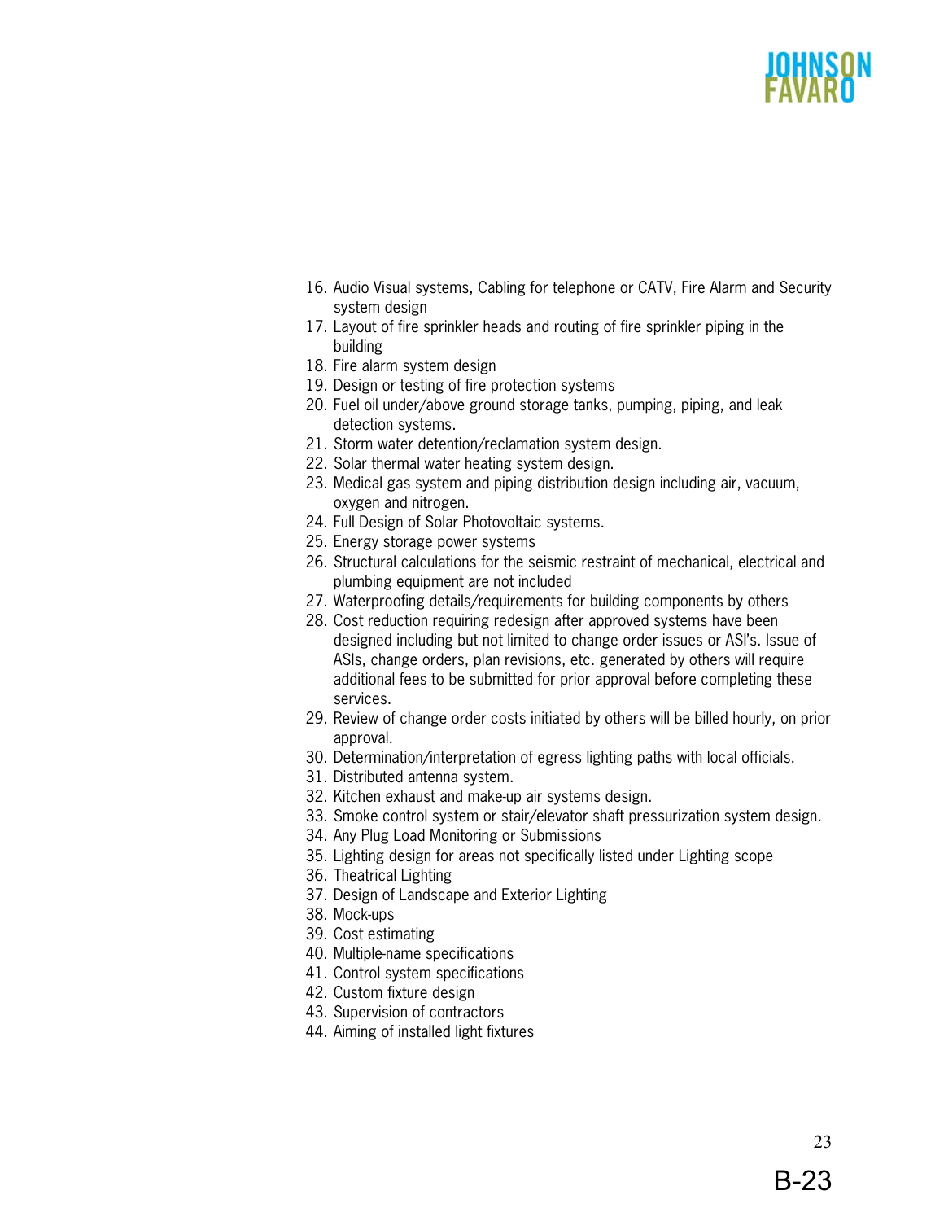16. Audio Visual systems, Cabling for telephone or CATV, Fire Alarm and Security system design
17. Layout of fire sprinkler heads and routing of fire sprinkler piping in the building
18. Fire alarm system design
19. Design or testing of fire protection systems
20. Fuel oil under/above ground storage tanks, pumping, piping, and leak detection systems.
21. Storm water detention/reclamation system design.
22. Solar thermal water heating system design.
23. Medical gas system and piping distribution design including air, vacuum, oxygen and nitrogen.
24. Full Design of Solar Photovoltaic systems.
25. Energy storage power systems
26. Structural calculations for the seismic restraint of mechanical, electrical and plumbing equipment are not included
27. Waterproofing details/requirements for building components by others
28. Cost reduction requiring redesign after approved systems have been designed including but not limited to change order issues or ASI's. Issue of ASIs, change orders, plan revisions, etc. generated by others will require additional fees to be submitted for prior approval before completing these services.
29. Review of change order costs initiated by others will be billed hourly, on prior approval.
30. Determination/interpretation of egress lighting paths with local officials.
31. Distributed antenna system.
32. Kitchen exhaust and make-up air systems design.
33. Smoke control system or stair/elevator shaft pressurization system design.
34. Any Plug Load Monitoring or Submissions
35. Lighting design for areas not specifically listed under Lighting scope
36. Theatrical Lighting
37. Design of Landscape and Exterior Lighting
38. Mock-ups
39. Cost estimating
40. Multiple-name specifications
41. Control system specifications
42. Custom fixture design
43. Supervision of contractors
44. Aiming of installed light fixtures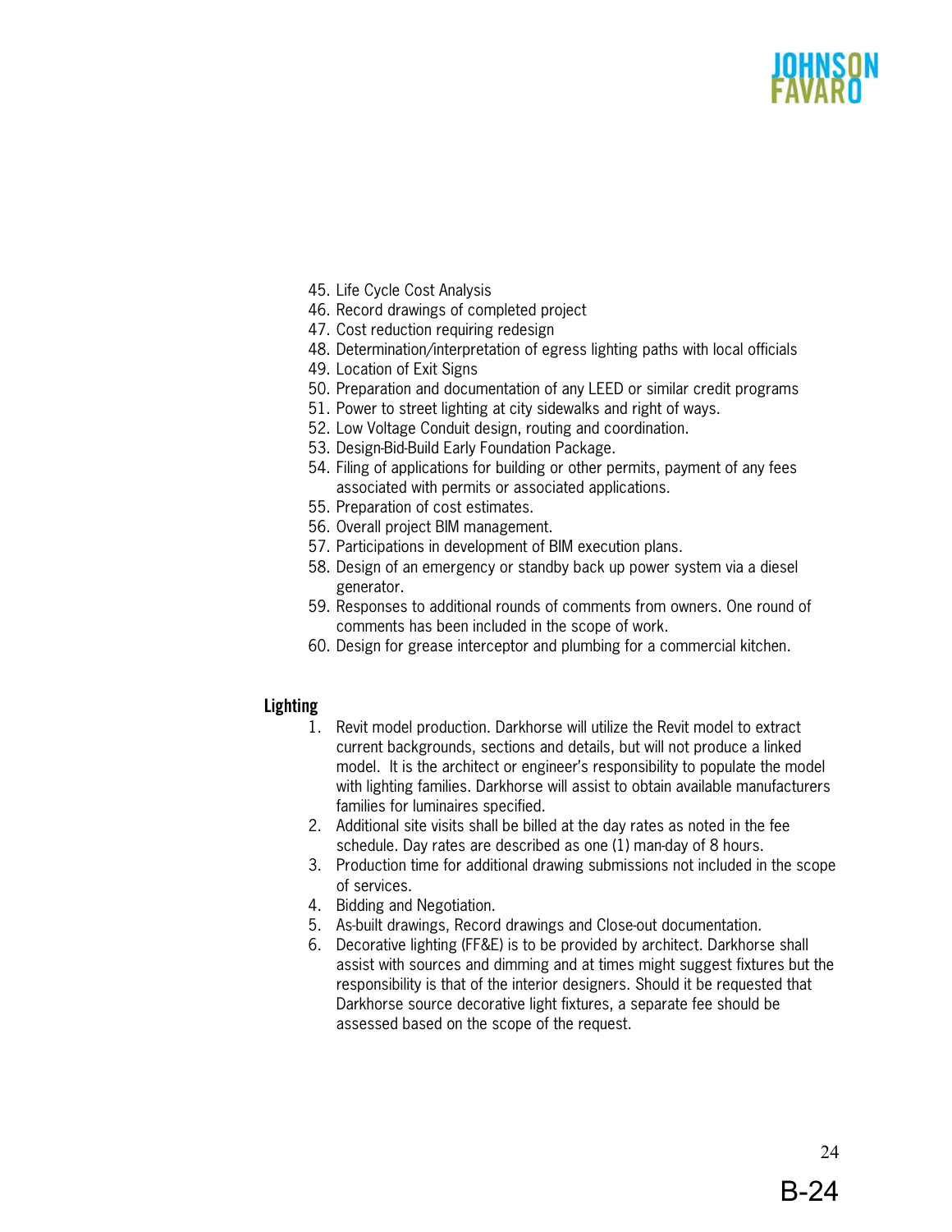45. Life Cycle Cost Analysis
46. Record drawings of completed project
47. Cost reduction requiring redesign
48. Determination/interpretation of egress lighting paths with local officials
49. Location of Exit Signs
50. Preparation and documentation of any LEED or similar credit programs
51. Power to street lighting at city sidewalks and right of ways.
52. Low Voltage Conduit design, routing and coordination.
53. Design-Bid-Build Early Foundation Package.
54. Filing of applications for building or other permits, payment of any fees associated with permits or associated applications.
55. Preparation of cost estimates.
56. Overall project BIM management.
57. Participations in development of BIM execution plans.
58. Design of an emergency or standby back up power system via a diesel generator.
59. Responses to additional rounds of comments from owners. One round of comments has been included in the scope of work.
60. Design for grease interceptor and plumbing for a commercial kitchen.

**Lighting**

1. Revit model production. Darkhorse will utilize the Revit model to extract current backgrounds, sections and details, but will not produce a linked model. It is the architect or engineer's responsibility to populate the model with lighting families. Darkhorse will assist to obtain available manufacturers families for luminaires specified.
2. Additional site visits shall be billed at the day rates as noted in the fee schedule. Day rates are described as one (1) man-day of 8 hours.
3. Production time for additional drawing submissions not included in the scope of services.
4. Bidding and Negotiation.
5. As-built drawings, Record drawings and Close-out documentation.
6. Decorative lighting (FF&E) is to be provided by architect. Darkhorse shall assist with sources and dimming and at times might suggest fixtures but the responsibility is that of the interior designers. Should it be requested that Darkhorse source decorative light fixtures, a separate fee should be assessed based on the scope of the request.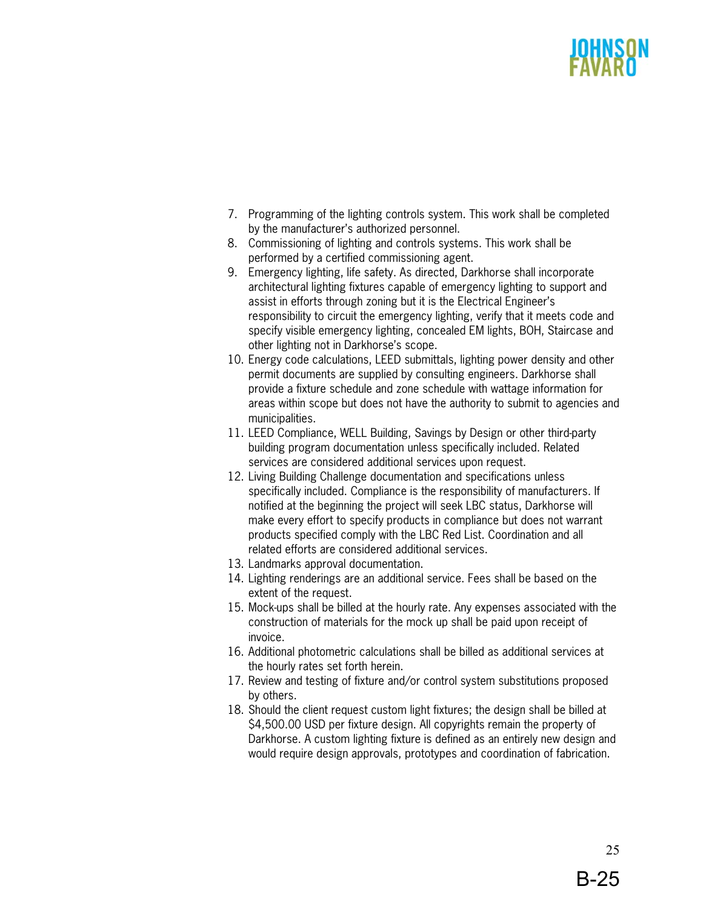7. Programming of the lighting controls system. This work shall be completed by the manufacturer's authorized personnel.
8. Commissioning of lighting and controls systems. This work shall be performed by a certified commissioning agent.
9. Emergency lighting, life safety. As directed, Darkhorse shall incorporate architectural lighting fixtures capable of emergency lighting to support and assist in efforts through zoning but it is the Electrical Engineer's responsibility to circuit the emergency lighting, verify that it meets code and specify visible emergency lighting, concealed EM lights, BOH, Staircase and other lighting not in Darkhorse's scope.
10. Energy code calculations, LEED submittals, lighting power density and other permit documents are supplied by consulting engineers. Darkhorse shall provide a fixture schedule and zone schedule with wattage information for areas within scope but does not have the authority to submit to agencies and municipalities.
11. LEED Compliance, WELL Building, Savings by Design or other third-party building program documentation unless specifically included. Related services are considered additional services upon request.
12. Living Building Challenge documentation and specifications unless specifically included. Compliance is the responsibility of manufacturers. If notified at the beginning the project will seek LBC status, Darkhorse will make every effort to specify products in compliance but does not warrant products specified comply with the LBC Red List. Coordination and all related efforts are considered additional services.
13. Landmarks approval documentation.
14. Lighting renderings are an additional service. Fees shall be based on the extent of the request.
15. Mock-ups shall be billed at the hourly rate. Any expenses associated with the construction of materials for the mock up shall be paid upon receipt of invoice.
16. Additional photometric calculations shall be billed as additional services at the hourly rates set forth herein.
17. Review and testing of fixture and/or control system substitutions proposed by others.
18. Should the client request custom light fixtures; the design shall be billed at $4,500.00 USD per fixture design. All copyrights remain the property of Darkhorse. A custom lighting fixture is defined as an entirely new design and would require design approvals, prototypes and coordination of fabrication.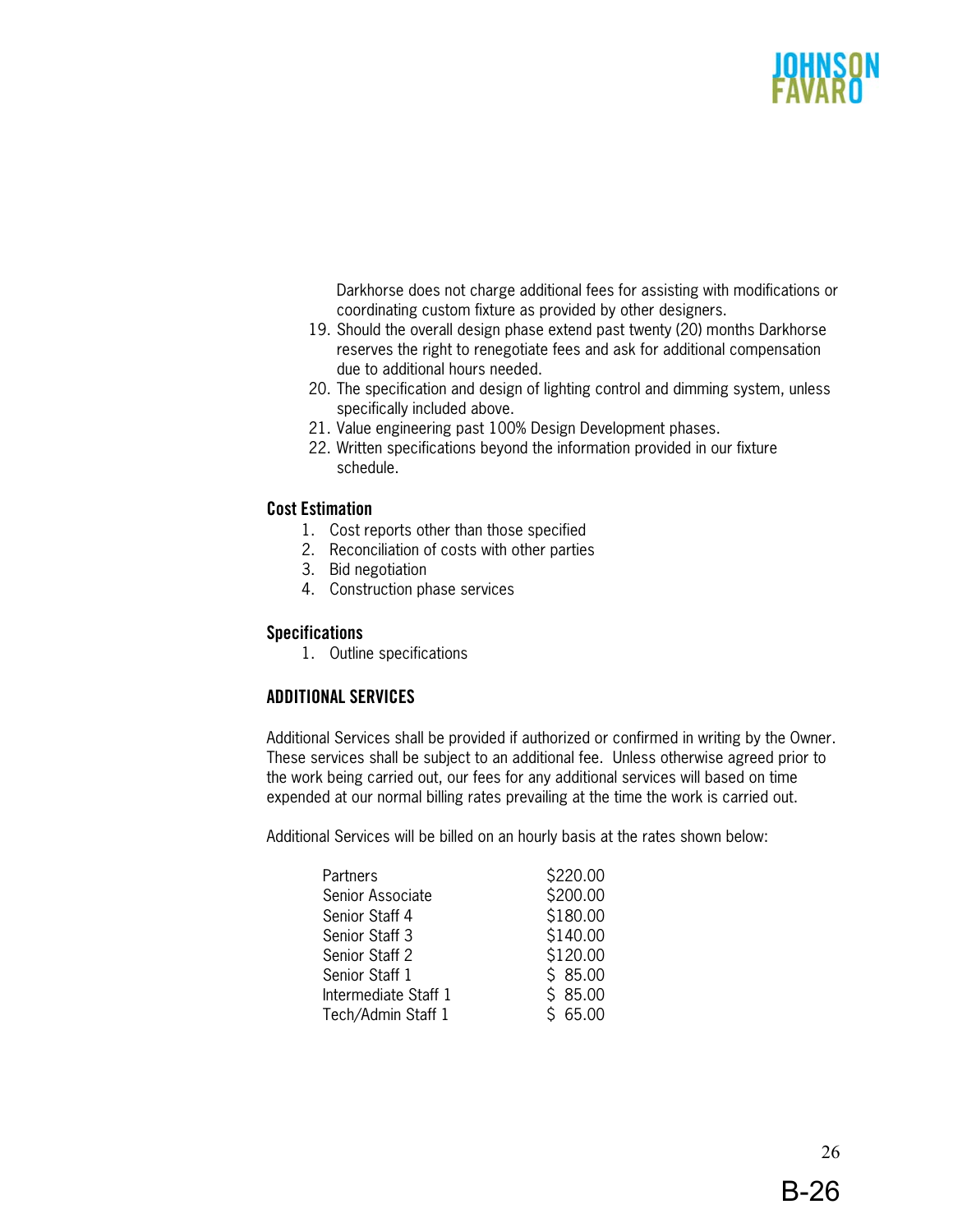Darkhorse does not charge additional fees for assisting with modifications or coordinating custom fixture as provided by other designers.

19. Should the overall design phase extend past twenty (20) months Darkhorse reserves the right to renegotiate fees and ask for additional compensation due to additional hours needed.
20. The specification and design of lighting control and dimming system, unless specifically included above.
21. Value engineering past 100% Design Development phases.
22. Written specifications beyond the information provided in our fixture schedule.

### Cost Estimation

1. Cost reports other than those specified
2. Reconciliation of costs with other parties
3. Bid negotiation
4. Construction phase services

### Specifications

1. Outline specifications

## ADDITIONAL SERVICES

Additional Services shall be provided if authorized or confirmed in writing by the Owner. These services shall be subject to an additional fee. Unless otherwise agreed prior to the work being carried out, our fees for any additional services will based on time expended at our normal billing rates prevailing at the time the work is carried out.

Additional Services will be billed on an hourly basis at the rates shown below:

| Position | Rate |
|---|---|
| Partners | $220.00 |
| Senior Associate | $200.00 |
| Senior Staff 4 | $180.00 |
| Senior Staff 3 | $140.00 |
| Senior Staff 2 | $120.00 |
| Senior Staff 1 | $ 85.00 |
| Intermediate Staff 1 | $ 85.00 |
| Tech/Admin Staff 1 | $ 65.00 |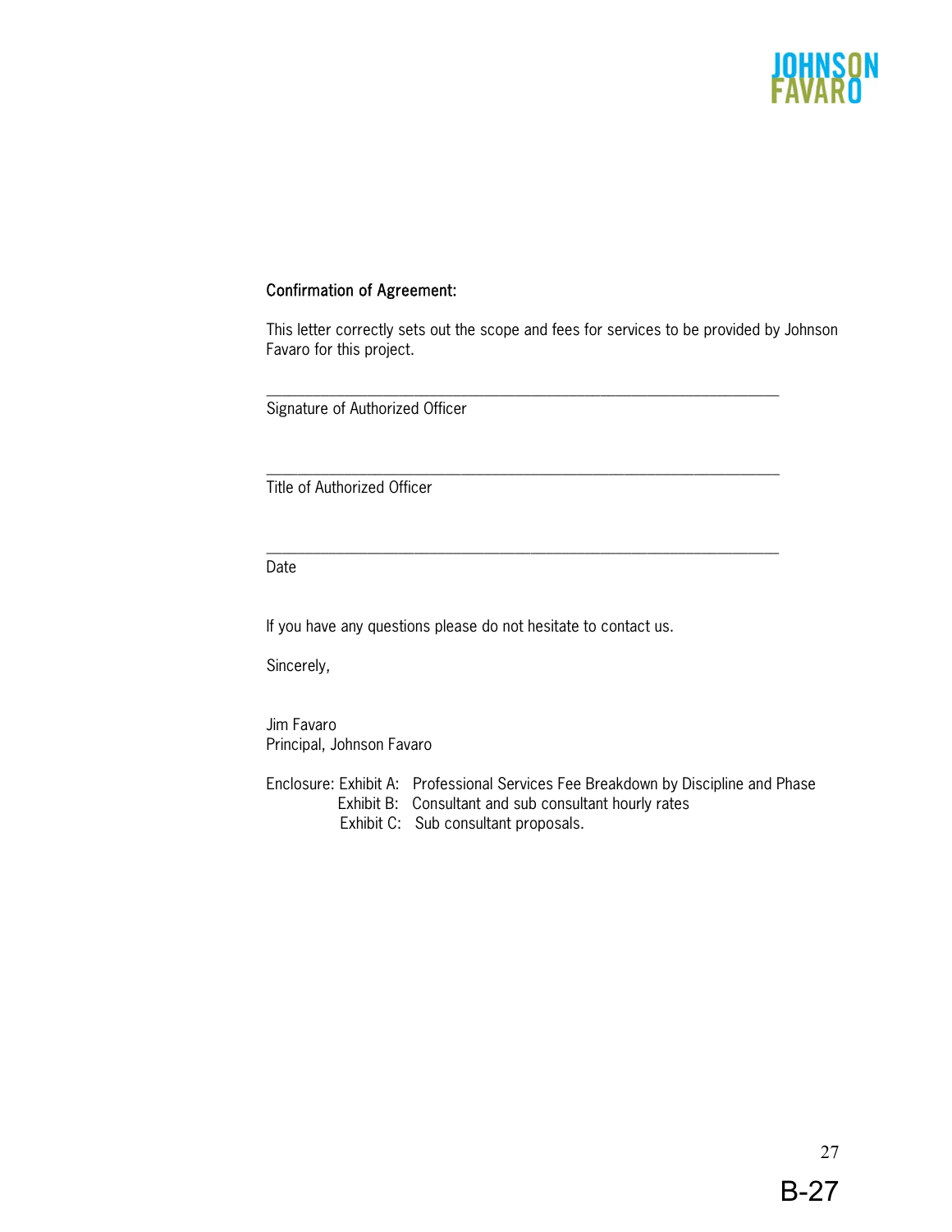**Confirmation of Agreement:**

This letter correctly sets out the scope and fees for services to be provided by Johnson Favaro for this project.

\_\_\_\_\_\_\_\_\_\_\_\_\_\_\_\_\_\_\_\_\_\_\_\_\_\_\_\_\_\_\_\_\_\_\_\_\_\_\_\_\_\_\_\_\_\_\_\_\_\_\_\_\_\_\_\_\_\_\_\_

Signature of Authorized Officer

\_\_\_\_\_\_\_\_\_\_\_\_\_\_\_\_\_\_\_\_\_\_\_\_\_\_\_\_\_\_\_\_\_\_\_\_\_\_\_\_\_\_\_\_\_\_\_\_\_\_\_\_\_\_\_\_\_\_\_\_

Title of Authorized Officer

\_\_\_\_\_\_\_\_\_\_\_\_\_\_\_\_\_\_\_\_\_\_\_\_\_\_\_\_\_\_\_\_\_\_\_\_\_\_\_\_\_\_\_\_\_\_\_\_\_\_\_\_\_\_\_\_\_\_\_\_

Date

If you have any questions please do not hesitate to contact us.

Sincerely,

Jim Favaro
Principal, Johnson Favaro

Enclosure: Exhibit A: Professional Services Fee Breakdown by Discipline and Phase
Exhibit B: Consultant and sub consultant hourly rates
Exhibit C: Sub consultant proposals.

B-27